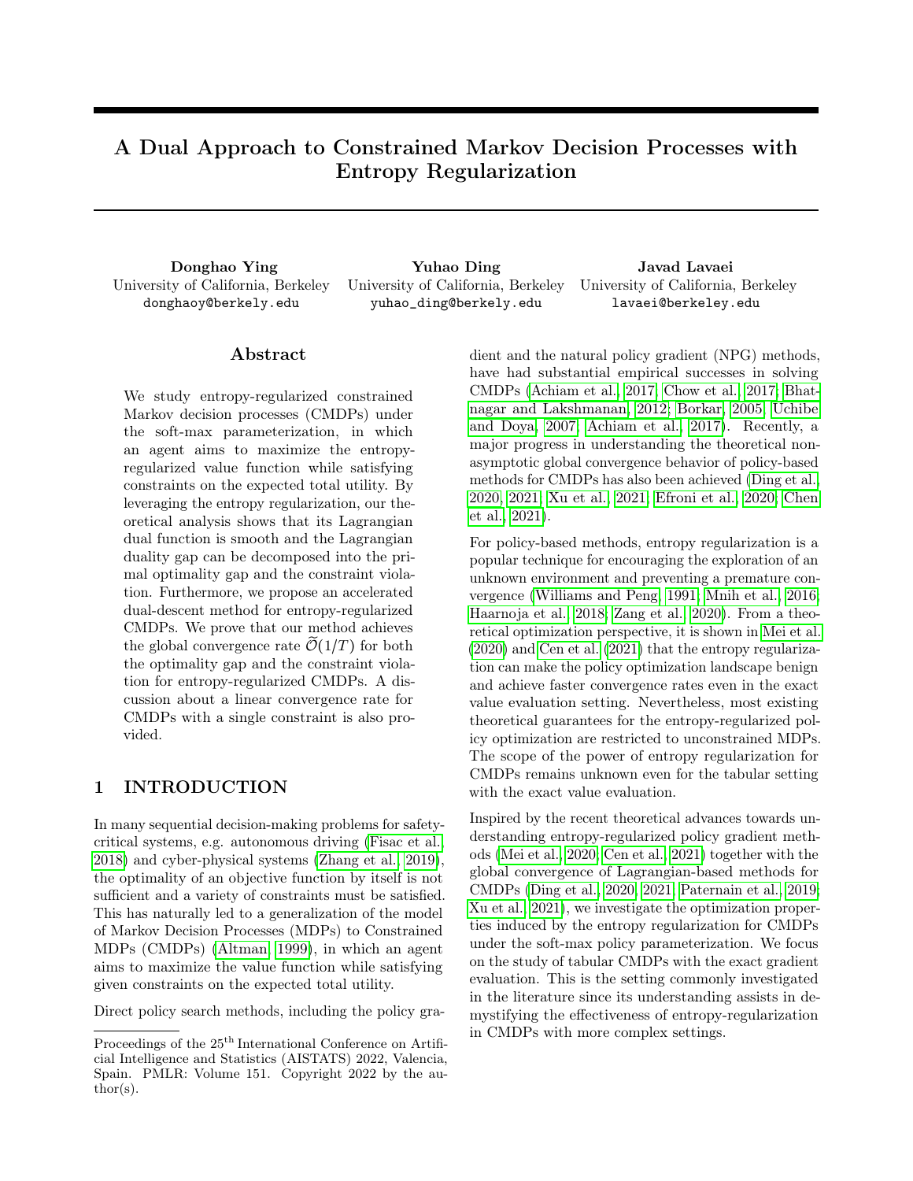# A Dual Approach to Constrained Markov Decision Processes with Entropy Regularization

**Donghao Ying**
University of California, Berkeley
donghaoy@berkely.edu

**Yuhao Ding**
University of California, Berkeley
yuhao_ding@berkely.edu

**Javad Lavaei**
University of California, Berkeley
lavaei@berkeley.edu

## Abstract

We study entropy-regularized constrained Markov decision processes (CMDPs) under the soft-max parameterization, in which an agent aims to maximize the entropy-regularized value function while satisfying constraints on the expected total utility. By leveraging the entropy regularization, our theoretical analysis shows that its Lagrangian dual function is smooth and the Lagrangian duality gap can be decomposed into the primal optimality gap and the constraint violation. Furthermore, we propose an accelerated dual-descent method for entropy-regularized CMDPs. We prove that our method achieves the global convergence rate $\widetilde{\mathcal{O}}(1/T)$ for both the optimality gap and the constraint violation for entropy-regularized CMDPs. A discussion about a linear convergence rate for CMDPs with a single constraint is also provided.

## 1 INTRODUCTION

In many sequential decision-making problems for safety-critical systems, e.g. autonomous driving (Fisac et al., 2018) and cyber-physical systems (Zhang et al., 2019), the optimality of an objective function by itself is not sufficient and a variety of constraints must be satisfied. This has naturally led to a generalization of the model of Markov Decision Processes (MDPs) to Constrained MDPs (CMDPs) (Altman, 1999), in which an agent aims to maximize the value function while satisfying given constraints on the expected total utility.

Direct policy search methods, including the policy gradient and the natural policy gradient (NPG) methods, have had substantial empirical successes in solving CMDPs (Achiam et al., 2017; Chow et al., 2017; Bhatnagar and Lakshmanan, 2012; Borkar, 2005; Uchibe and Doya, 2007; Achiam et al., 2017). Recently, a major progress in understanding the theoretical non-asymptotic global convergence behavior of policy-based methods for CMDPs has also been achieved (Ding et al., 2020, 2021; Xu et al., 2021; Efroni et al., 2020; Chen et al., 2021).

For policy-based methods, entropy regularization is a popular technique for encouraging the exploration of an unknown environment and preventing a premature convergence (Williams and Peng, 1991; Mnih et al., 2016; Haarnoja et al., 2018; Zang et al., 2020). From a theoretical optimization perspective, it is shown in Mei et al. (2020) and Cen et al. (2021) that the entropy regularization can make the policy optimization landscape benign and achieve faster convergence rates even in the exact value evaluation setting. Nevertheless, most existing theoretical guarantees for the entropy-regularized policy optimization are restricted to unconstrained MDPs. The scope of the power of entropy regularization for CMDPs remains unknown even for the tabular setting with the exact value evaluation.

Inspired by the recent theoretical advances towards understanding entropy-regularized policy gradient methods (Mei et al., 2020; Cen et al., 2021) together with the global convergence of Lagrangian-based methods for CMDPs (Ding et al., 2020, 2021; Paternain et al., 2019; Xu et al., 2021), we investigate the optimization properties induced by the entropy regularization for CMDPs under the soft-max policy parameterization. We focus on the study of tabular CMDPs with the exact gradient evaluation. This is the setting commonly investigated in the literature since its understanding assists in demystifying the effectiveness of entropy-regularization in CMDPs with more complex settings.

Proceedings of the 25[th] International Conference on Artificial Intelligence and Statistics (AISTATS) 2022, Valencia, Spain. PMLR: Volume 151. Copyright 2022 by the author(s).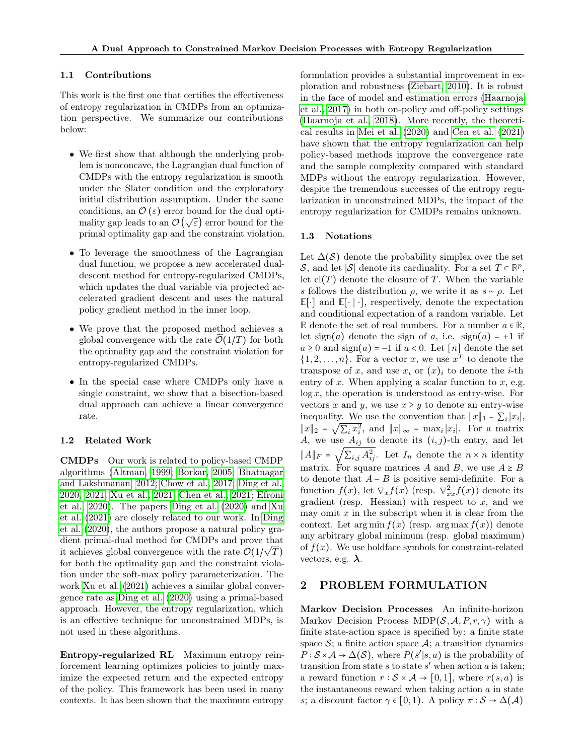### 1.1 Contributions

This work is the first one that certifies the effectiveness of entropy regularization in CMDPs from an optimization perspective. We summarize our contributions below:

- We first show that although the underlying problem is nonconcave, the Lagrangian dual function of CMDPs with the entropy regularization is smooth under the Slater condition and the exploratory initial distribution assumption. Under the same conditions, an $\mathcal{O}(\varepsilon)$ error bound for the dual optimality gap leads to an $\mathcal{O}(\sqrt{\varepsilon})$ error bound for the primal optimality gap and the constraint violation.
- To leverage the smoothness of the Lagrangian dual function, we propose a new accelerated dual-descent method for entropy-regularized CMDPs, which updates the dual variable via projected accelerated gradient descent and uses the natural policy gradient method in the inner loop.
- We prove that the proposed method achieves a global convergence with the rate $\widetilde{\mathcal{O}}(1/T)$ for both the optimality gap and the constraint violation for entropy-regularized CMDPs.
- In the special case where CMDPs only have a single constraint, we show that a bisection-based dual approach can achieve a linear convergence rate.

### 1.2 Related Work

**CMDPs** Our work is related to policy-based CMDP algorithms (Altman, 1999; Borkar, 2005; Bhatnagar and Lakshmanan, 2012; Chow et al., 2017; Ding et al., 2020, 2021; Xu et al., 2021; Chen et al., 2021; Efroni et al., 2020). The papers Ding et al. (2020) and Xu et al. (2021) are closely related to our work. In Ding et al. (2020), the authors propose a natural policy gradient primal-dual method for CMDPs and prove that it achieves global convergence with the rate $\mathcal{O}(1/\sqrt{T})$ for both the optimality gap and the constraint violation under the soft-max policy parameterization. The work Xu et al. (2021) achieves a similar global convergence rate as Ding et al. (2020) using a primal-based approach. However, the entropy regularization, which is an effective technique for unconstrained MDPs, is not used in these algorithms.

**Entropy-regularized RL** Maximum entropy reinforcement learning optimizes policies to jointly maximize the expected return and the expected entropy of the policy. This framework has been used in many contexts. It has been shown that the maximum entropy formulation provides a substantial improvement in exploration and robustness (Ziebart, 2010). It is robust in the face of model and estimation errors (Haarnoja et al., 2017) in both on-policy and off-policy settings (Haarnoja et al., 2018). More recently, the theoretical results in Mei et al. (2020) and Cen et al. (2021) have shown that the entropy regularization can help policy-based methods improve the convergence rate and the sample complexity compared with standard MDPs without the entropy regularization. However, despite the tremendous successes of the entropy regularization in unconstrained MDPs, the impact of the entropy regularization for CMDPs remains unknown.

### 1.3 Notations

Let $\Delta(\mathcal{S})$ denote the probability simplex over the set $\mathcal{S}$, and let $|\mathcal{S}|$ denote its cardinality. For a set $T \subset \mathbb{R}^p$, let $\mathrm{cl}(T)$ denote the closure of $T$. When the variable $s$ follows the distribution $\rho$, we write it as $s \sim \rho$. Let $\mathbb{E}[\cdot]$ and $\mathbb{E}[\cdot \mid \cdot]$, respectively, denote the expectation and conditional expectation of a random variable. Let $\mathbb{R}$ denote the set of real numbers. For a number $a \in \mathbb{R}$, let $\mathrm{sign}(a)$ denote the sign of $a$, i.e. $\mathrm{sign}(a) = +1$ if $a \geq 0$ and $\mathrm{sign}(a) = -1$ if $a < 0$. Let $[n]$ denote the set $\{1, 2, \ldots, n\}$. For a vector $x$, we use $x^T$ to denote the transpose of $x$, and use $x_i$ or $(x)_i$ to denote the $i$-th entry of $x$. When applying a scalar function to $x$, e.g. $\log x$, the operation is understood as entry-wise. For vectors $x$ and $y$, we use $x \geq y$ to denote an entry-wise inequality. We use the convention that $\|x\|_1 = \sum_i |x_i|$, $\|x\|_2 = \sqrt{\sum_i x_i^2}$, and $\|x\|_\infty = \max_i |x_i|$. For a matrix $A$, we use $A_{ij}$ to denote its $(i,j)$-th entry, and let $\|A\|_F = \sqrt{\sum_{i,j} A_{ij}^2}$. Let $I_n$ denote the $n \times n$ identity matrix. For square matrices $A$ and $B$, we use $A \succeq B$ to denote that $A - B$ is positive semi-definite. For a function $f(x)$, let $\nabla_x f(x)$ (resp. $\nabla_{xx}^2 f(x)$) denote its gradient (resp. Hessian) with respect to $x$, and we may omit $x$ in the subscript when it is clear from the context. Let $\arg\min f(x)$ (resp. $\arg\max f(x)$) denote any arbitrary global minimum (resp. global maximum) of $f(x)$. We use boldface symbols for constraint-related vectors, e.g. $\boldsymbol{\lambda}$.

## 2 PROBLEM FORMULATION

**Markov Decision Processes** An infinite-horizon Markov Decision Process $\mathrm{MDP}(\mathcal{S}, \mathcal{A}, P, r, \gamma)$ with a finite state-action space is specified by: a finite state space $\mathcal{S}$; a finite action space $\mathcal{A}$; a transition dynamics $P : \mathcal{S} \times \mathcal{A} \to \Delta(\mathcal{S})$, where $P(s'|s,a)$ is the probability of transition from state $s$ to state $s'$ when action $a$ is taken; a reward function $r : \mathcal{S} \times \mathcal{A} \to [0,1]$, where $r(s,a)$ is the instantaneous reward when taking action $a$ in state $s$; a discount factor $\gamma \in [0,1)$. A policy $\pi : \mathcal{S} \to \Delta(\mathcal{A})$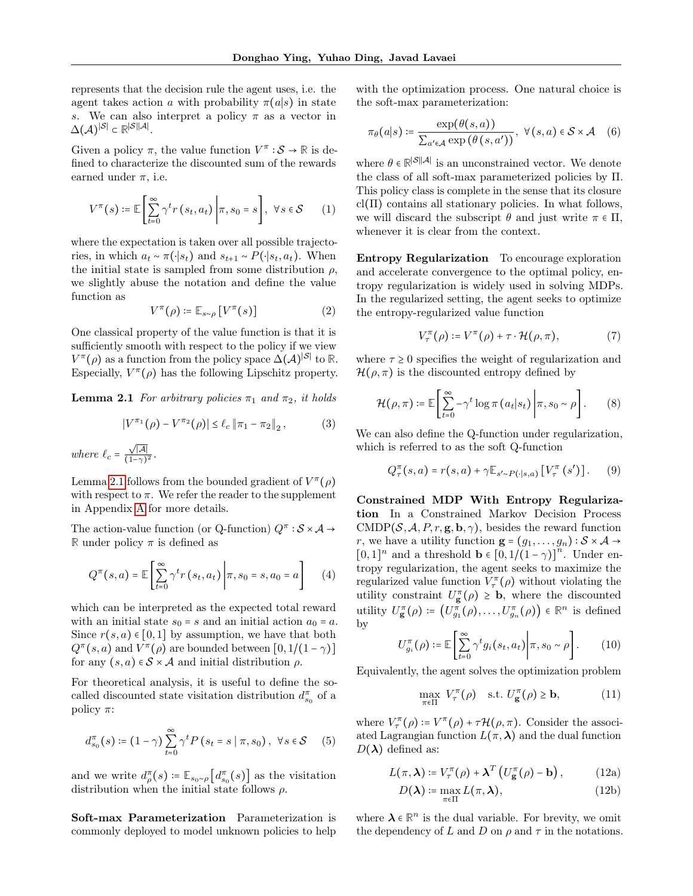represents that the decision rule the agent uses, i.e. the agent takes action $a$ with probability $\pi(a|s)$ in state $s$. We can also interpret a policy $\pi$ as a vector in $\Delta(\mathcal{A})^{|\mathcal{S}|} \subset \mathbb{R}^{|\mathcal{S}||\mathcal{A}|}$.

Given a policy $\pi$, the value function $V^\pi : \mathcal{S} \to \mathbb{R}$ is defined to characterize the discounted sum of the rewards earned under $\pi$, i.e.

$$V^\pi(s) := \mathbb{E}\left[\sum_{t=0}^{\infty} \gamma^t r(s_t, a_t) \middle| \pi, s_0 = s\right], \ \forall s \in \mathcal{S} \qquad (1)$$

where the expectation is taken over all possible trajectories, in which $a_t \sim \pi(\cdot|s_t)$ and $s_{t+1} \sim P(\cdot|s_t, a_t)$. When the initial state is sampled from some distribution $\rho$, we slightly abuse the notation and define the value function as

$$V^\pi(\rho) := \mathbb{E}_{s\sim\rho}\left[V^\pi(s)\right] \qquad (2)$$

One classical property of the value function is that it is sufficiently smooth with respect to the policy if we view $V^\pi(\rho)$ as a function from the policy space $\Delta(\mathcal{A})^{|\mathcal{S}|}$ to $\mathbb{R}$. Especially, $V^\pi(\rho)$ has the following Lipschitz property.

**Lemma 2.1** *For arbitrary policies $\pi_1$ and $\pi_2$, it holds*

$$|V^{\pi_1}(\rho) - V^{\pi_2}(\rho)| \le \ell_c \left\|\pi_1 - \pi_2\right\|_2, \qquad (3)$$

*where* $\ell_c = \frac{\sqrt{|\mathcal{A}|}}{(1-\gamma)^2}$.

Lemma 2.1 follows from the bounded gradient of $V^\pi(\rho)$ with respect to $\pi$. We refer the reader to the supplement in Appendix A for more details.

The action-value function (or Q-function) $Q^\pi : \mathcal{S} \times \mathcal{A} \to \mathbb{R}$ under policy $\pi$ is defined as

$$Q^\pi(s,a) = \mathbb{E}\left[\sum_{t=0}^{\infty} \gamma^t r(s_t, a_t) \middle| \pi, s_0 = s, a_0 = a\right] \qquad (4)$$

which can be interpreted as the expected total reward with an initial state $s_0 = s$ and an initial action $a_0 = a$. Since $r(s,a) \in [0,1]$ by assumption, we have that both $Q^\pi(s,a)$ and $V^\pi(\rho)$ are bounded between $[0, 1/(1-\gamma)]$ for any $(s,a) \in \mathcal{S} \times \mathcal{A}$ and initial distribution $\rho$.

For theoretical analysis, it is useful to define the so-called discounted state visitation distribution $d_{s_0}^\pi$ of a policy $\pi$:

$$d_{s_0}^\pi(s) := (1-\gamma)\sum_{t=0}^{\infty} \gamma^t P\left(s_t = s \mid \pi, s_0\right), \ \forall s \in \mathcal{S} \qquad (5)$$

and we write $d_\rho^\pi(s) := \mathbb{E}_{s_0\sim\rho}\left[d_{s_0}^\pi(s)\right]$ as the visitation distribution when the initial state follows $\rho$.

**Soft-max Parameterization** Parameterization is commonly deployed to model unknown policies to help with the optimization process. One natural choice is the soft-max parameterization:

$$\pi_\theta(a|s) := \frac{\exp(\theta(s,a))}{\sum_{a'\in\mathcal{A}} \exp\left(\theta\left(s,a'\right)\right)}, \ \forall (s,a) \in \mathcal{S} \times \mathcal{A} \qquad (6)$$

where $\theta \in \mathbb{R}^{|\mathcal{S}||\mathcal{A}|}$ is an unconstrained vector. We denote the class of all soft-max parameterized policies by $\Pi$. This policy class is complete in the sense that its closure $\mathrm{cl}(\Pi)$ contains all stationary policies. In what follows, we will discard the subscript $\theta$ and just write $\pi \in \Pi$, whenever it is clear from the context.

**Entropy Regularization** To encourage exploration and accelerate convergence to the optimal policy, entropy regularization is widely used in solving MDPs. In the regularized setting, the agent seeks to optimize the entropy-regularized value function

$$V_\tau^\pi(\rho) := V^\pi(\rho) + \tau \cdot \mathcal{H}(\rho, \pi), \qquad (7)$$

where $\tau \ge 0$ specifies the weight of regularization and $\mathcal{H}(\rho,\pi)$ is the discounted entropy defined by

$$\mathcal{H}(\rho,\pi) := \mathbb{E}\left[\sum_{t=0}^{\infty} -\gamma^t \log \pi\left(a_t|s_t\right) \middle| \pi, s_0 \sim \rho\right]. \qquad (8)$$

We can also define the Q-function under regularization, which is referred to as the soft Q-function

$$Q_\tau^\pi(s,a) = r(s,a) + \gamma \mathbb{E}_{s'\sim P(\cdot|s,a)}\left[V_\tau^\pi\left(s'\right)\right]. \qquad (9)$$

**Constrained MDP With Entropy Regularization** In a Constrained Markov Decision Process $\mathrm{CMDP}(\mathcal{S}, \mathcal{A}, P, r, \mathbf{g}, \mathbf{b}, \gamma)$, besides the reward function $r$, we have a utility function $\mathbf{g} = (g_1, \ldots, g_n) : \mathcal{S} \times \mathcal{A} \to [0,1]^n$ and a threshold $\mathbf{b} \in [0, 1/(1-\gamma)]^n$. Under entropy regularization, the agent seeks to maximize the regularized value function $V_\tau^\pi(\rho)$ without violating the utility constraint $U_{\mathbf{g}}^\pi(\rho) \ge \mathbf{b}$, where the discounted utility $U_{\mathbf{g}}^\pi(\rho) := \left(U_{g_1}^\pi(\rho), \ldots, U_{g_n}^\pi(\rho)\right) \in \mathbb{R}^n$ is defined by

$$U_{g_i}^\pi(\rho) := \mathbb{E}\left[\sum_{t=0}^{\infty} \gamma^t g_i(s_t, a_t) \middle| \pi, s_0 \sim \rho\right]. \qquad (10)$$

Equivalently, the agent solves the optimization problem

$$\max_{\pi\in\Pi} \ V_\tau^\pi(\rho) \quad \text{s.t. } U_{\mathbf{g}}^\pi(\rho) \ge \mathbf{b}, \qquad (11)$$

where $V_\tau^\pi(\rho) := V^\pi(\rho) + \tau\mathcal{H}(\rho,\pi)$. Consider the associated Lagrangian function $L(\pi, \boldsymbol{\lambda})$ and the dual function $D(\boldsymbol{\lambda})$ defined as:

$$L(\pi, \boldsymbol{\lambda}) := V_\tau^\pi(\rho) + \boldsymbol{\lambda}^T\left(U_{\mathbf{g}}^\pi(\rho) - \mathbf{b}\right), \qquad (12a)$$

$$D(\boldsymbol{\lambda}) := \max_{\pi\in\Pi} L(\pi, \boldsymbol{\lambda}), \qquad (12b)$$

where $\boldsymbol{\lambda} \in \mathbb{R}^n$ is the dual variable. For brevity, we omit the dependency of $L$ and $D$ on $\rho$ and $\tau$ in the notations.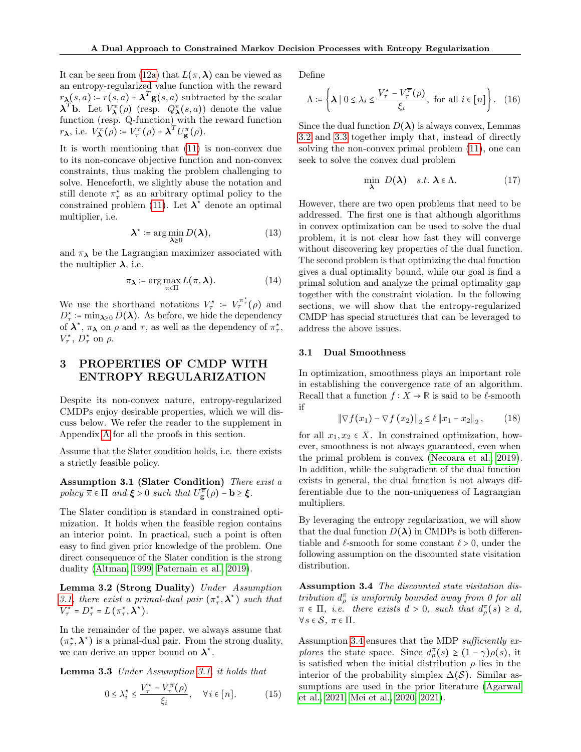It can be seen from (12a) that $L(\pi, \boldsymbol{\lambda})$ can be viewed as an entropy-regularized value function with the reward $r_{\boldsymbol{\lambda}}(s,a) := r(s,a) + \boldsymbol{\lambda}^T \mathbf{g}(s,a)$ subtracted by the scalar $\boldsymbol{\lambda}^T \mathbf{b}$. Let $V^{\pi}_{\boldsymbol{\lambda}}(\rho)$ (resp. $Q^{\pi}_{\boldsymbol{\lambda}}(s,a)$) denote the value function (resp. Q-function) with the reward function $r_{\boldsymbol{\lambda}}$, i.e. $V^{\pi}_{\boldsymbol{\lambda}}(\rho) := V^{\pi}_{\tau}(\rho) + \boldsymbol{\lambda}^T U^{\pi}_{\mathbf{g}}(\rho)$.

It is worth mentioning that (11) is non-convex due to its non-concave objective function and non-convex constraints, thus making the problem challenging to solve. Henceforth, we slightly abuse the notation and still denote $\pi^\star_\tau$ as an arbitrary optimal policy to the constrained problem (11). Let $\boldsymbol{\lambda}^\star$ denote an optimal multiplier, i.e.

$$\boldsymbol{\lambda}^\star := \arg\min_{\boldsymbol{\lambda} \geq 0} D(\boldsymbol{\lambda}), \tag{13}$$

and $\pi_{\boldsymbol{\lambda}}$ be the Lagrangian maximizer associated with the multiplier $\boldsymbol{\lambda}$, i.e.

$$\pi_{\boldsymbol{\lambda}} := \arg\max_{\pi \in \Pi} L(\pi, \boldsymbol{\lambda}). \tag{14}$$

We use the shorthand notations $V^\star_\tau := V^{\pi^\star_\tau}_\tau(\rho)$ and $D^\star_\tau := \min_{\boldsymbol{\lambda} \geq 0} D(\boldsymbol{\lambda})$. As before, we hide the dependency of $\boldsymbol{\lambda}^\star$, $\pi_{\boldsymbol{\lambda}}$ on $\rho$ and $\tau$, as well as the dependency of $\pi^\star_\tau$, $V^\star_\tau$, $D^\star_\tau$ on $\rho$.

# 3 PROPERTIES OF CMDP WITH ENTROPY REGULARIZATION

Despite its non-convex nature, entropy-regularized CMDPs enjoy desirable properties, which we will discuss below. We refer the reader to the supplement in Appendix A for all the proofs in this section.

Assume that the Slater condition holds, i.e. there exists a strictly feasible policy.

**Assumption 3.1 (Slater Condition)** *There exist a policy $\overline{\pi} \in \Pi$ and $\boldsymbol{\xi} > 0$ such that $U^{\overline{\pi}}_{\mathbf{g}}(\rho) - \mathbf{b} \geq \boldsymbol{\xi}$.*

The Slater condition is standard in constrained optimization. It holds when the feasible region contains an interior point. In practical, such a point is often easy to find given prior knowledge of the problem. One direct consequence of the Slater condition is the strong duality (Altman, 1999; Paternain et al., 2019).

**Lemma 3.2 (Strong Duality)** *Under Assumption 3.1, there exist a primal-dual pair $(\pi^\star_\tau, \boldsymbol{\lambda}^\star)$ such that $V^\star_\tau = D^\star_\tau = L(\pi^\star_\tau, \boldsymbol{\lambda}^\star)$.*

In the remainder of the paper, we always assume that $(\pi^\star_\tau, \boldsymbol{\lambda}^\star)$ is a primal-dual pair. From the strong duality, we can derive an upper bound on $\boldsymbol{\lambda}^\star$.

**Lemma 3.3** *Under Assumption 3.1, it holds that*

$$0 \leq \lambda^\star_i \leq \frac{V^\star_\tau - V^{\overline{\pi}}_\tau(\rho)}{\xi_i}, \quad \forall i \in [n]. \tag{15}$$

Define

$$\Lambda := \left\{ \boldsymbol{\lambda} \mid 0 \leq \lambda_i \leq \frac{V^\star_\tau - V^{\overline{\pi}}_\tau(\rho)}{\xi_i}, \text{ for all } i \in [n] \right\}. \tag{16}$$

Since the dual function $D(\boldsymbol{\lambda})$ is always convex, Lemmas 3.2 and 3.3 together imply that, instead of directly solving the non-convex primal problem (11), one can seek to solve the convex dual problem

$$\min_{\boldsymbol{\lambda}} D(\boldsymbol{\lambda}) \quad s.t. \ \boldsymbol{\lambda} \in \Lambda. \tag{17}$$

However, there are two open problems that need to be addressed. The first one is that although algorithms in convex optimization can be used to solve the dual problem, it is not clear how fast they will converge without discovering key properties of the dual function. The second problem is that optimizing the dual function gives a dual optimality bound, while our goal is find a primal solution and analyze the primal optimality gap together with the constraint violation. In the following sections, we will show that the entropy-regularized CMDP has special structures that can be leveraged to address the above issues.

## 3.1 Dual Smoothness

In optimization, smoothness plays an important role in establishing the convergence rate of an algorithm. Recall that a function $f : X \to \mathbb{R}$ is said to be $\ell$-smooth if

$$\|\nabla f(x_1) - \nabla f(x_2)\|_2 \leq \ell \|x_1 - x_2\|_2, \tag{18}$$

for all $x_1, x_2 \in X$. In constrained optimization, however, smoothness is not always guaranteed, even when the primal problem is convex (Necoara et al., 2019). In addition, while the subgradient of the dual function exists in general, the dual function is not always differentiable due to the non-uniqueness of Lagrangian multipliers.

By leveraging the entropy regularization, we will show that the dual function $D(\boldsymbol{\lambda})$ in CMDPs is both differentiable and $\ell$-smooth for some constant $\ell > 0$, under the following assumption on the discounted state visitation distribution.

**Assumption 3.4** *The discounted state visitation distribution $d^\pi_\rho$ is uniformly bounded away from 0 for all $\pi \in \Pi$, i.e. there exists $d > 0$, such that $d^\pi_\rho(s) \geq d$, $\forall s \in \mathcal{S}$, $\pi \in \Pi$.*

Assumption 3.4 ensures that the MDP *sufficiently explores* the state space. Since $d^\pi_\rho(s) \geq (1-\gamma)\rho(s)$, it is satisfied when the initial distribution $\rho$ lies in the interior of the probability simplex $\Delta(\mathcal{S})$. Similar assumptions are used in the prior literature (Agarwal et al., 2021; Mei et al., 2020, 2021).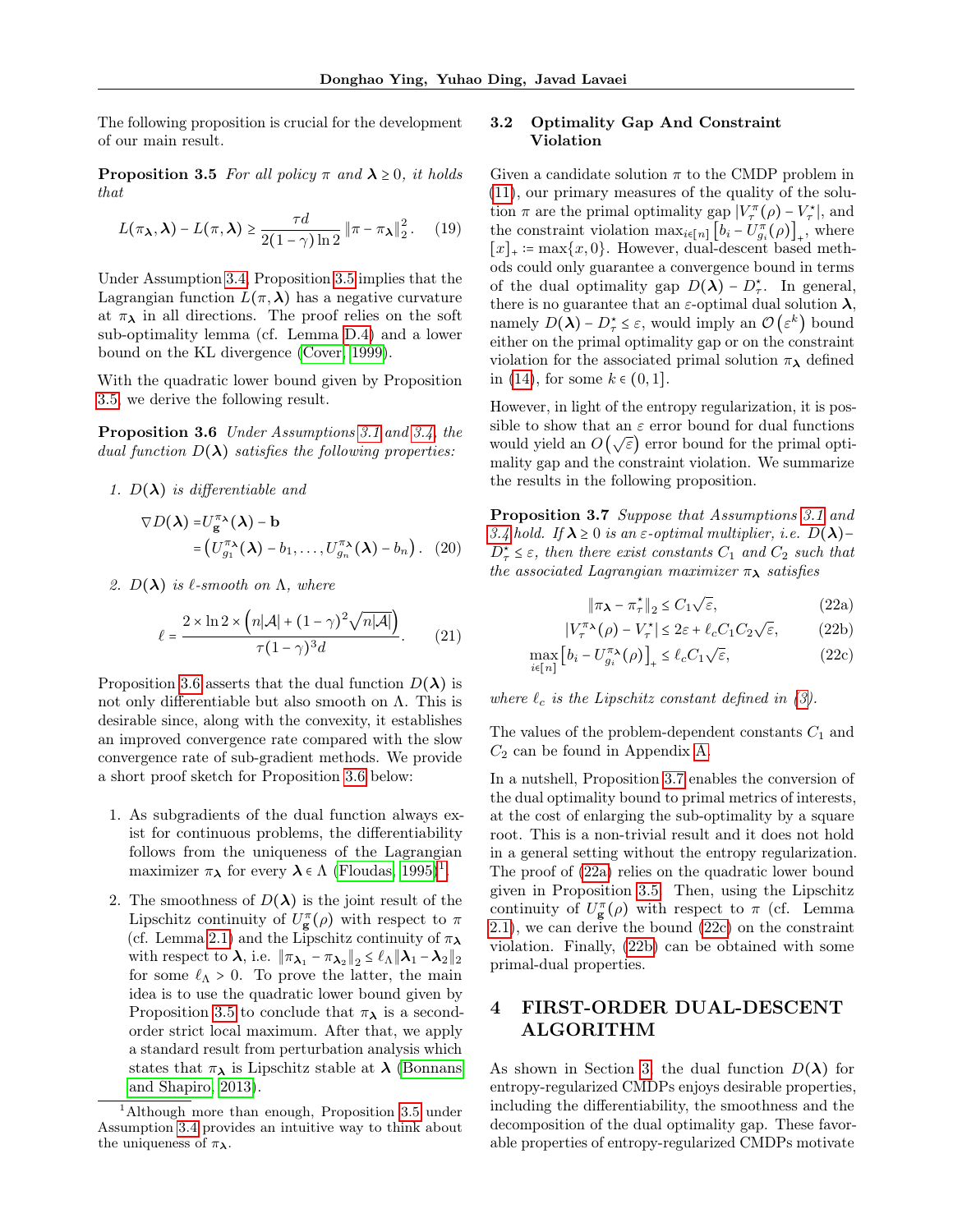The following proposition is crucial for the development of our main result.

**Proposition 3.5** *For all policy $\pi$ and $\boldsymbol{\lambda} \geq 0$, it holds that*

$$L(\pi_{\boldsymbol{\lambda}}, \boldsymbol{\lambda}) - L(\pi, \boldsymbol{\lambda}) \geq \frac{\tau d}{2(1-\gamma)\ln 2} \|\pi - \pi_{\boldsymbol{\lambda}}\|_2^2. \tag{19}$$

Under Assumption 3.4, Proposition 3.5 implies that the Lagrangian function $L(\pi, \boldsymbol{\lambda})$ has a negative curvature at $\pi_{\boldsymbol{\lambda}}$ in all directions. The proof relies on the soft sub-optimality lemma (cf. Lemma D.4) and a lower bound on the KL divergence (Cover, 1999).

With the quadratic lower bound given by Proposition 3.5, we derive the following result.

**Proposition 3.6** *Under Assumptions 3.1 and 3.4, the dual function $D(\boldsymbol{\lambda})$ satisfies the following properties:*

1. *$D(\boldsymbol{\lambda})$ is differentiable and*

$$\begin{aligned}\nabla D(\boldsymbol{\lambda}) &= U_{\mathbf{g}}^{\pi_{\boldsymbol{\lambda}}}(\boldsymbol{\lambda}) - \mathbf{b} \\ &= \left(U_{g_1}^{\pi_{\boldsymbol{\lambda}}}(\boldsymbol{\lambda}) - b_1, \ldots, U_{g_n}^{\pi_{\boldsymbol{\lambda}}}(\boldsymbol{\lambda}) - b_n\right).\end{aligned} \tag{20}$$

2. *$D(\boldsymbol{\lambda})$ is $\ell$-smooth on $\Lambda$, where*

$$\ell = \frac{2 \times \ln 2 \times \left(n|\mathcal{A}| + (1-\gamma)^2 \sqrt{n|\mathcal{A}|}\right)}{\tau(1-\gamma)^3 d}. \tag{21}$$

Proposition 3.6 asserts that the dual function $D(\boldsymbol{\lambda})$ is not only differentiable but also smooth on $\Lambda$. This is desirable since, along with the convexity, it establishes an improved convergence rate compared with the slow convergence rate of sub-gradient methods. We provide a short proof sketch for Proposition 3.6 below:

1. As subgradients of the dual function always exist for continuous problems, the differentiability follows from the uniqueness of the Lagrangian maximizer $\pi_{\boldsymbol{\lambda}}$ for every $\boldsymbol{\lambda} \in \Lambda$ (Floudas, 1995)[1].
2. The smoothness of $D(\boldsymbol{\lambda})$ is the joint result of the Lipschitz continuity of $U_{\mathbf{g}}^{\pi}(\rho)$ with respect to $\pi$ (cf. Lemma 2.1) and the Lipschitz continuity of $\pi_{\boldsymbol{\lambda}}$ with respect to $\boldsymbol{\lambda}$, i.e. $\|\pi_{\boldsymbol{\lambda}_1} - \pi_{\boldsymbol{\lambda}_2}\|_2 \leq \ell_\Lambda \|\boldsymbol{\lambda}_1 - \boldsymbol{\lambda}_2\|_2$ for some $\ell_\Lambda > 0$. To prove the latter, the main idea is to use the quadratic lower bound given by Proposition 3.5 to conclude that $\pi_{\boldsymbol{\lambda}}$ is a second-order strict local maximum. After that, we apply a standard result from perturbation analysis which states that $\pi_{\boldsymbol{\lambda}}$ is Lipschitz stable at $\boldsymbol{\lambda}$ (Bonnans and Shapiro, 2013).

[1] Although more than enough, Proposition 3.5 under Assumption 3.4 provides an intuitive way to think about the uniqueness of $\pi_{\boldsymbol{\lambda}}$.

### 3.2 Optimality Gap And Constraint Violation

Given a candidate solution $\pi$ to the CMDP problem in (11), our primary measures of the quality of the solution $\pi$ are the primal optimality gap $|V_\tau^\pi(\rho) - V_\tau^\star|$, and the constraint violation $\max_{i\in[n]} \left[b_i - U_{g_i}^\pi(\rho)\right]_+$, where $[x]_+ := \max\{x, 0\}$. However, dual-descent based methods could only guarantee a convergence bound in terms of the dual optimality gap $D(\boldsymbol{\lambda}) - D_\tau^\star$. In general, there is no guarantee that an $\varepsilon$-optimal dual solution $\boldsymbol{\lambda}$, namely $D(\boldsymbol{\lambda}) - D_\tau^\star \leq \varepsilon$, would imply an $\mathcal{O}\left(\varepsilon^k\right)$ bound either on the primal optimality gap or on the constraint violation for the associated primal solution $\pi_{\boldsymbol{\lambda}}$ defined in (14), for some $k \in (0, 1]$.

However, in light of the entropy regularization, it is possible to show that an $\varepsilon$ error bound for dual functions would yield an $O\left(\sqrt{\varepsilon}\right)$ error bound for the primal optimality gap and the constraint violation. We summarize the results in the following proposition.

**Proposition 3.7** *Suppose that Assumptions 3.1 and 3.4 hold. If $\boldsymbol{\lambda} \geq 0$ is an $\varepsilon$-optimal multiplier, i.e. $D(\boldsymbol{\lambda}) - D_\tau^\star \leq \varepsilon$, then there exist constants $C_1$ and $C_2$ such that the associated Lagrangian maximizer $\pi_{\boldsymbol{\lambda}}$ satisfies*

$$\|\pi_{\boldsymbol{\lambda}} - \pi_\tau^\star\|_2 \leq C_1\sqrt{\varepsilon}, \tag{22a}$$

$$|V_\tau^{\pi_{\boldsymbol{\lambda}}}(\rho) - V_\tau^\star| \leq 2\varepsilon + \ell_c C_1 C_2 \sqrt{\varepsilon}, \tag{22b}$$

$$\max_{i\in[n]} \left[b_i - U_{g_i}^{\pi_{\boldsymbol{\lambda}}}(\rho)\right]_+ \leq \ell_c C_1 \sqrt{\varepsilon}, \tag{22c}$$

*where $\ell_c$ is the Lipschitz constant defined in (3).*

The values of the problem-dependent constants $C_1$ and $C_2$ can be found in Appendix A.

In a nutshell, Proposition 3.7 enables the conversion of the dual optimality bound to primal metrics of interests, at the cost of enlarging the sub-optimality by a square root. This is a non-trivial result and it does not hold in a general setting without the entropy regularization. The proof of (22a) relies on the quadratic lower bound given in Proposition 3.5. Then, using the Lipschitz continuity of $U_{\mathbf{g}}^\pi(\rho)$ with respect to $\pi$ (cf. Lemma 2.1), we can derive the bound (22c) on the constraint violation. Finally, (22b) can be obtained with some primal-dual properties.

## 4 FIRST-ORDER DUAL-DESCENT ALGORITHM

As shown in Section 3, the dual function $D(\boldsymbol{\lambda})$ for entropy-regularized CMDPs enjoys desirable properties, including the differentiability, the smoothness and the decomposition of the dual optimality gap. These favorable properties of entropy-regularized CMDPs motivate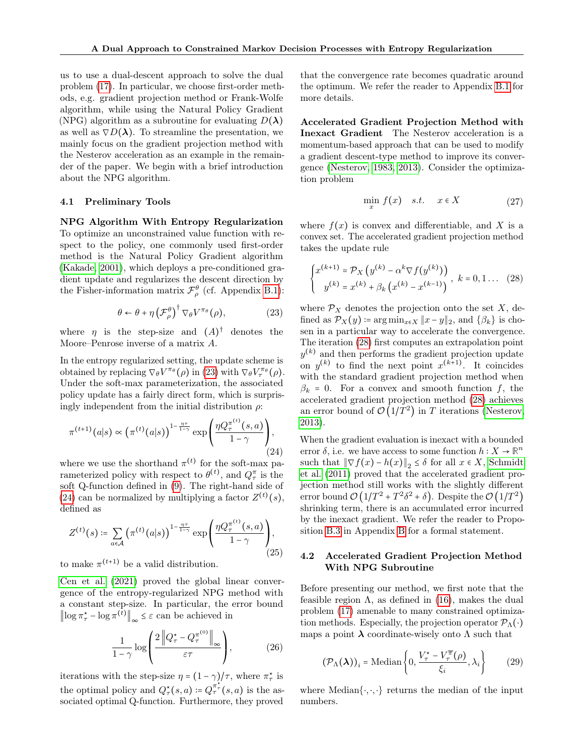us to use a dual-descent approach to solve the dual problem (17). In particular, we choose first-order methods, e.g. gradient projection method or Frank-Wolfe algorithm, while using the Natural Policy Gradient (NPG) algorithm as a subroutine for evaluating $D(\boldsymbol{\lambda})$ as well as $\nabla D(\boldsymbol{\lambda})$. To streamline the presentation, we mainly focus on the gradient projection method with the Nesterov acceleration as an example in the remainder of the paper. We begin with a brief introduction about the NPG algorithm.

### 4.1 Preliminary Tools

**NPG Algorithm With Entropy Regularization** To optimize an unconstrained value function with respect to the policy, one commonly used first-order method is the Natural Policy Gradient algorithm (Kakade, 2001), which deploys a pre-conditioned gradient update and regularizes the descent direction by the Fisher-information matrix $\mathcal{F}_\rho^\theta$ (cf. Appendix B.1):

$$\theta \leftarrow \theta + \eta \left(\mathcal{F}_\rho^\theta\right)^\dagger \nabla_\theta V^{\pi_\theta}(\rho), \tag{23}$$

where $\eta$ is the step-size and $(A)^\dagger$ denotes the Moore–Penrose inverse of a matrix $A$.

In the entropy regularized setting, the update scheme is obtained by replacing $\nabla_\theta V^{\pi_\theta}(\rho)$ in (23) with $\nabla_\theta V_\tau^{\pi_\theta}(\rho)$. Under the soft-max parameterization, the associated policy update has a fairly direct form, which is surprisingly independent from the initial distribution $\rho$:

$$\pi^{(t+1)}(a|s) \propto \left(\pi^{(t)}(a|s)\right)^{1-\frac{\eta\tau}{1-\gamma}} \exp\left(\frac{\eta Q_\tau^{\pi^{(t)}}(s,a)}{1-\gamma}\right), \tag{24}$$

where we use the shorthand $\pi^{(t)}$ for the soft-max parameterized policy with respect to $\theta^{(t)}$, and $Q_\tau^\pi$ is the soft Q-function defined in (9). The right-hand side of (24) can be normalized by multiplying a factor $Z^{(t)}(s)$, defined as

$$Z^{(t)}(s) \coloneqq \sum_{a\in\mathcal{A}} \left(\pi^{(t)}(a|s)\right)^{1-\frac{\eta\tau}{1-\gamma}} \exp\left(\frac{\eta Q_\tau^{\pi^{(t)}}(s,a)}{1-\gamma}\right), \tag{25}$$

to make $\pi^{(t+1)}$ be a valid distribution.

Cen et al. (2021) proved the global linear convergence of the entropy-regularized NPG method with a constant step-size. In particular, the error bound $\left\|\log \pi_\tau^\star - \log \pi^{(t)}\right\|_\infty \le \varepsilon$ can be achieved in

$$\frac{1}{1-\gamma}\log\left(\frac{2\left\|Q_\tau^\star - Q_\tau^{\pi^{(0)}}\right\|_\infty}{\varepsilon\tau}\right), \tag{26}$$

iterations with the step-size $\eta = (1-\gamma)/\tau$, where $\pi_\tau^\star$ is the optimal policy and $Q_\tau^\star(s,a) \coloneqq Q_\tau^{\pi_\tau^\star}(s,a)$ is the associated optimal Q-function. Furthermore, they proved that the convergence rate becomes quadratic around the optimum. We refer the reader to Appendix B.1 for more details.

**Accelerated Gradient Projection Method with Inexact Gradient** The Nesterov acceleration is a momentum-based approach that can be used to modify a gradient descent-type method to improve its convergence (Nesterov, 1983, 2013). Consider the optimization problem

$$\min_x \; f(x) \quad s.t. \quad x \in X \tag{27}$$

where $f(x)$ is convex and differentiable, and $X$ is a convex set. The accelerated gradient projection method takes the update rule

$$\begin{cases} x^{(k+1)} = \mathcal{P}_X\left(y^{(k)} - \alpha^k \nabla f(y^{(k)})\right) \\ \quad y^{(k)} = x^{(k)} + \beta_k\left(x^{(k)} - x^{(k-1)}\right) \end{cases}, \; k = 0, 1 \ldots \tag{28}$$

where $\mathcal{P}_X$ denotes the projection onto the set $X$, defined as $\mathcal{P}_X(y) \coloneqq \arg\min_{x\in X} \|x-y\|_2$, and $\{\beta_k\}$ is chosen in a particular way to accelerate the convergence. The iteration (28) first computes an extrapolation point $y^{(k)}$ and then performs the gradient projection update on $y^{(k)}$ to find the next point $x^{(k+1)}$. It coincides with the standard gradient projection method when $\beta_k = 0$. For a convex and smooth function $f$, the accelerated gradient projection method (28) achieves an error bound of $\mathcal{O}\left(1/T^2\right)$ in $T$ iterations (Nesterov, 2013).

When the gradient evaluation is inexact with a bounded error $\delta$, i.e. we have access to some function $h : X \to \mathbb{R}^n$ such that $\|\nabla f(x) - h(x)\|_2 \le \delta$ for all $x \in X$, Schmidt et al. (2011) proved that the accelerated gradient projection method still works with the slightly different error bound $\mathcal{O}\left(1/T^2 + T^2\delta^2 + \delta\right)$. Despite the $\mathcal{O}\left(1/T^2\right)$ shrinking term, there is an accumulated error incurred by the inexact gradient. We refer the reader to Proposition B.3 in Appendix B for a formal statement.

### 4.2 Accelerated Gradient Projection Method With NPG Subroutine

Before presenting our method, we first note that the feasible region $\Lambda$, as defined in (16), makes the dual problem (17) amenable to many constrained optimization methods. Especially, the projection operator $\mathcal{P}_\Lambda(\cdot)$ maps a point $\boldsymbol{\lambda}$ coordinate-wisely onto $\Lambda$ such that

$$(\mathcal{P}_\Lambda(\boldsymbol{\lambda}))_i = \text{Median}\left\{0, \frac{V_\tau^\star - V_\tau^{\overline{\pi}}(\rho)}{\xi_i}, \lambda_i\right\} \tag{29}$$

where Median$\{\cdot,\cdot,\cdot\}$ returns the median of the input numbers.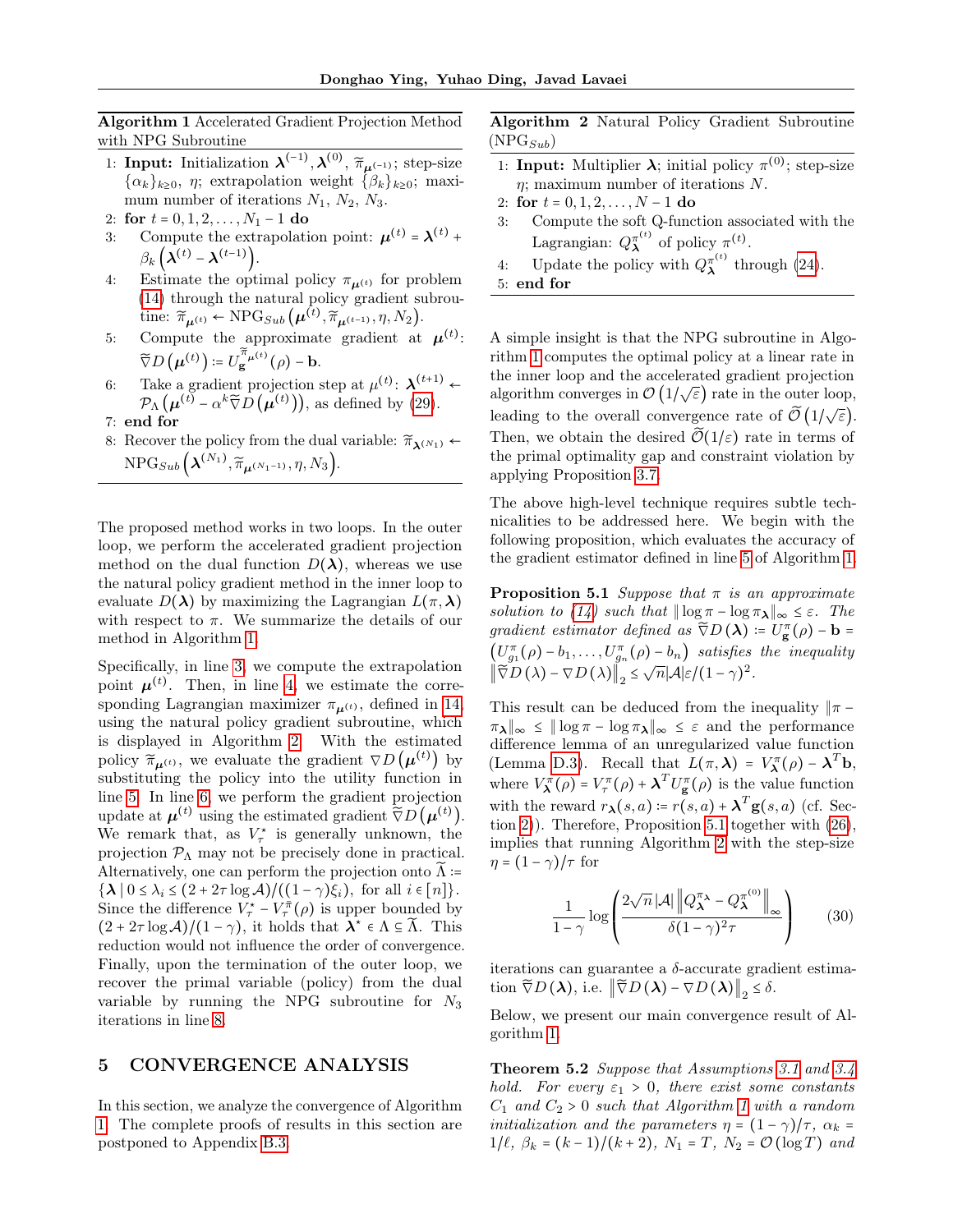**Algorithm 1** Accelerated Gradient Projection Method with NPG Subroutine

1: **Input:** Initialization $\boldsymbol{\lambda}^{(-1)}, \boldsymbol{\lambda}^{(0)}, \widetilde{\pi}_{\boldsymbol{\mu}^{(-1)}}$; step-size $\{\alpha_k\}_{k\geq 0}$, $\eta$; extrapolation weight $\{\beta_k\}_{k\geq 0}$; maximum number of iterations $N_1$, $N_2$, $N_3$.
2: **for** $t = 0, 1, 2, \ldots, N_1 - 1$ **do**
3: Compute the extrapolation point: $\boldsymbol{\mu}^{(t)} = \boldsymbol{\lambda}^{(t)} + \beta_k \left(\boldsymbol{\lambda}^{(t)} - \boldsymbol{\lambda}^{(t-1)}\right)$.
4: Estimate the optimal policy $\pi_{\boldsymbol{\mu}^{(t)}}$ for problem (14) through the natural policy gradient subroutine: $\widetilde{\pi}_{\boldsymbol{\mu}^{(t)}} \leftarrow \text{NPG}_{Sub}\left(\boldsymbol{\mu}^{(t)}, \widetilde{\pi}_{\boldsymbol{\mu}^{(t-1)}}, \eta, N_2\right)$.
5: Compute the approximate gradient at $\boldsymbol{\mu}^{(t)}$: $\widetilde{\nabla} D\left(\boldsymbol{\mu}^{(t)}\right) \coloneqq U_{\mathbf{g}}^{\widetilde{\pi}_{\boldsymbol{\mu}^{(t)}}}(\rho) - \mathbf{b}$.
6: Take a gradient projection step at $\mu^{(t)}$: $\boldsymbol{\lambda}^{(t+1)} \leftarrow \mathcal{P}_\Lambda\left(\boldsymbol{\mu}^{(t)} - \alpha^k \widetilde{\nabla} D\left(\boldsymbol{\mu}^{(t)}\right)\right)$, as defined by (29).
7: **end for**
8: Recover the policy from the dual variable: $\widetilde{\pi}_{\boldsymbol{\lambda}^{(N_1)}} \leftarrow \text{NPG}_{Sub}\left(\boldsymbol{\lambda}^{(N_1)}, \widetilde{\pi}_{\boldsymbol{\mu}^{(N_1-1)}}, \eta, N_3\right)$.

The proposed method works in two loops. In the outer loop, we perform the accelerated gradient projection method on the dual function $D(\boldsymbol{\lambda})$, whereas we use the natural policy gradient method in the inner loop to evaluate $D(\boldsymbol{\lambda})$ by maximizing the Lagrangian $L(\pi, \boldsymbol{\lambda})$ with respect to $\pi$. We summarize the details of our method in Algorithm 1.

Specifically, in line 3, we compute the extrapolation point $\boldsymbol{\mu}^{(t)}$. Then, in line 4, we estimate the corresponding Lagrangian maximizer $\pi_{\boldsymbol{\mu}^{(t)}}$, defined in 14, using the natural policy gradient subroutine, which is displayed in Algorithm 2. With the estimated policy $\widetilde{\pi}_{\boldsymbol{\mu}^{(t)}}$, we evaluate the gradient $\nabla D\left(\boldsymbol{\mu}^{(t)}\right)$ by substituting the policy into the utility function in line 5. In line 6, we perform the gradient projection update at $\boldsymbol{\mu}^{(t)}$ using the estimated gradient $\widetilde{\nabla} D\left(\boldsymbol{\mu}^{(t)}\right)$. We remark that, as $V_\tau^\star$ is generally unknown, the projection $\mathcal{P}_\Lambda$ may not be precisely done in practical. Alternatively, one can perform the projection onto $\widetilde{\Lambda} \coloneqq \{\boldsymbol{\lambda} \mid 0 \leq \lambda_i \leq (2 + 2\tau \log \mathcal{A})/((1-\gamma)\xi_i), \text{ for all } i \in [n]\}$. Since the difference $V_\tau^\star - V_\tau^{\bar{\pi}}(\rho)$ is upper bounded by $(2 + 2\tau \log \mathcal{A})/(1-\gamma)$, it holds that $\boldsymbol{\lambda}^\star \in \Lambda \subseteq \widetilde{\Lambda}$. This reduction would not influence the order of convergence. Finally, upon the termination of the outer loop, we recover the primal variable (policy) from the dual variable by running the NPG subroutine for $N_3$ iterations in line 8.

## 5 CONVERGENCE ANALYSIS

In this section, we analyze the convergence of Algorithm 1. The complete proofs of results in this section are postponed to Appendix B.3.

**Algorithm 2** Natural Policy Gradient Subroutine ($\text{NPG}_{Sub}$)

1: **Input:** Multiplier $\boldsymbol{\lambda}$; initial policy $\pi^{(0)}$; step-size $\eta$; maximum number of iterations $N$.
2: **for** $t = 0, 1, 2, \ldots, N - 1$ **do**
3: Compute the soft Q-function associated with the Lagrangian: $Q_{\boldsymbol{\lambda}}^{\pi^{(t)}}$ of policy $\pi^{(t)}$.
4: Update the policy with $Q_{\boldsymbol{\lambda}}^{\pi^{(t)}}$ through (24).
5: **end for**

A simple insight is that the NPG subroutine in Algorithm 1 computes the optimal policy at a linear rate in the inner loop and the accelerated gradient projection algorithm converges in $\mathcal{O}\left(1/\sqrt{\varepsilon}\right)$ rate in the outer loop, leading to the overall convergence rate of $\widetilde{\mathcal{O}}\left(1/\sqrt{\varepsilon}\right)$. Then, we obtain the desired $\widetilde{\mathcal{O}}(1/\varepsilon)$ rate in terms of the primal optimality gap and constraint violation by applying Proposition 3.7.

The above high-level technique requires subtle technicalities to be addressed here. We begin with the following proposition, which evaluates the accuracy of the gradient estimator defined in line 5 of Algorithm 1.

**Proposition 5.1** *Suppose that $\pi$ is an approximate solution to (14) such that $\|\log \pi - \log \pi_{\boldsymbol{\lambda}}\|_\infty \leq \varepsilon$. The gradient estimator defined as $\widetilde{\nabla} D(\boldsymbol{\lambda}) \coloneqq U_{\mathbf{g}}^\pi(\rho) - \mathbf{b} = \left(U_{g_1}^\pi(\rho) - b_1, \ldots, U_{g_n}^\pi(\rho) - b_n\right)$ satisfies the inequality $\left\|\widetilde{\nabla} D(\lambda) - \nabla D(\lambda)\right\|_2 \leq \sqrt{n}|\mathcal{A}|\varepsilon/(1-\gamma)^2$.*

This result can be deduced from the inequality $\|\pi - \pi_{\boldsymbol{\lambda}}\|_\infty \leq \|\log \pi - \log \pi_{\boldsymbol{\lambda}}\|_\infty \leq \varepsilon$ and the performance difference lemma of an unregularized value function (Lemma D.3). Recall that $L(\pi, \boldsymbol{\lambda}) = V_{\boldsymbol{\lambda}}^\pi(\rho) - \boldsymbol{\lambda}^T \mathbf{b}$, where $V_{\boldsymbol{\lambda}}^\pi(\rho) = V_\tau^\pi(\rho) + \boldsymbol{\lambda}^T U_{\mathbf{g}}^\pi(\rho)$ is the value function with the reward $r_{\boldsymbol{\lambda}}(s,a) \coloneqq r(s,a) + \boldsymbol{\lambda}^T \mathbf{g}(s,a)$ (cf. Section 2)). Therefore, Proposition 5.1 together with (26), implies that running Algorithm 2 with the step-size $\eta = (1-\gamma)/\tau$ for

$$\frac{1}{1-\gamma} \log\left(\frac{2\sqrt{n}\,|\mathcal{A}|\left\|Q_{\boldsymbol{\lambda}}^{\pi_{\boldsymbol{\lambda}}} - Q_{\boldsymbol{\lambda}}^{\pi^{(0)}}\right\|_\infty}{\delta(1-\gamma)^2 \tau}\right) \tag{30}$$

iterations can guarantee a $\delta$-accurate gradient estimation $\widetilde{\nabla} D(\boldsymbol{\lambda})$, i.e. $\left\|\widetilde{\nabla} D(\boldsymbol{\lambda}) - \nabla D(\boldsymbol{\lambda})\right\|_2 \leq \delta$.

Below, we present our main convergence result of Algorithm 1.

**Theorem 5.2** *Suppose that Assumptions 3.1 and 3.4 hold. For every $\varepsilon_1 > 0$, there exist constants $C_1$ and $C_2 > 0$ such that Algorithm 1 with a random initialization and the parameters $\eta = (1-\gamma)/\tau$, $\alpha_k = 1/\ell$, $\beta_k = (k-1)/(k+2)$, $N_1 = T$, $N_2 = \mathcal{O}(\log T)$ and*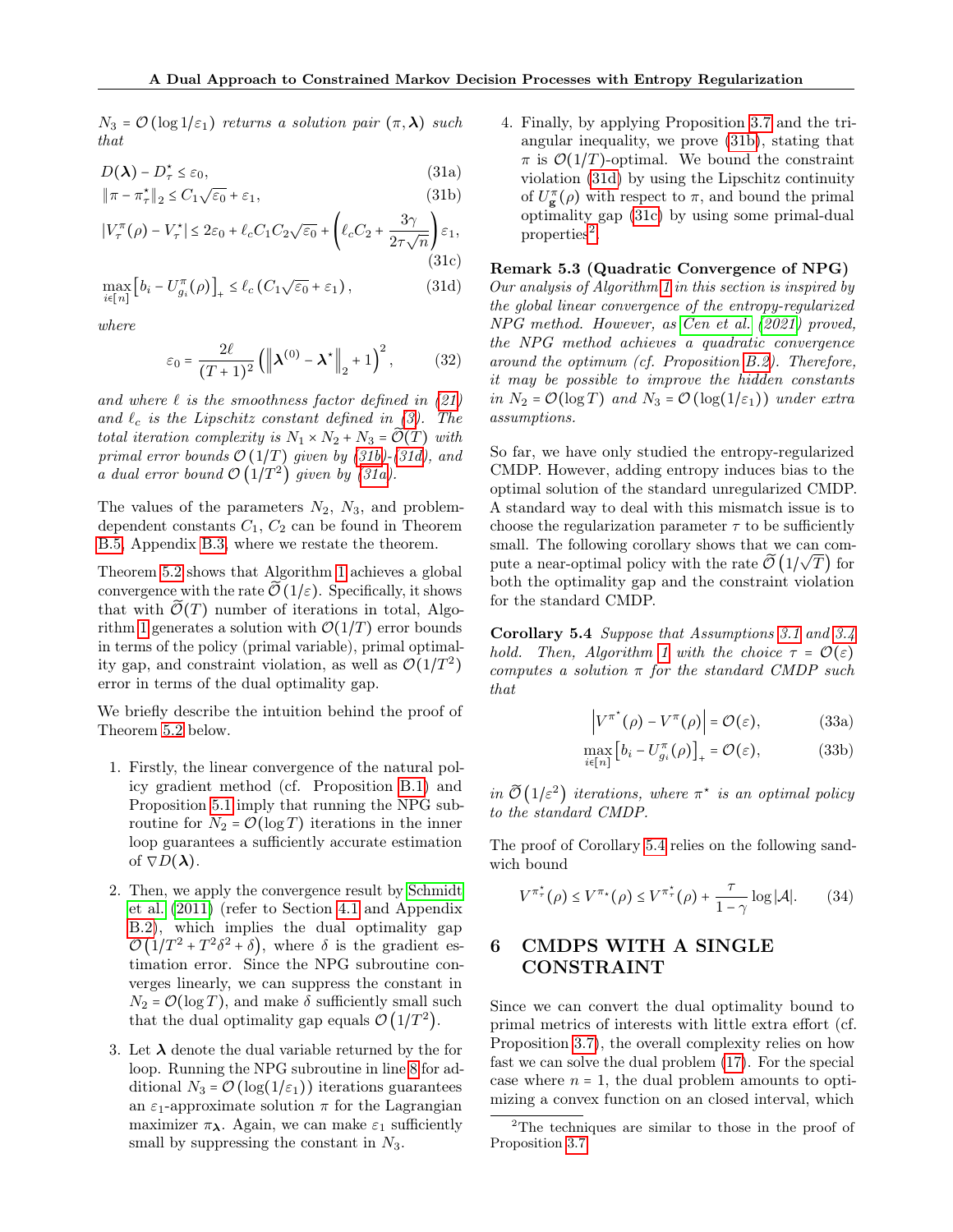$N_3 = \mathcal{O}(\log 1/\varepsilon_1)$ *returns a solution pair* $(\pi, \boldsymbol{\lambda})$ *such that*

$$D(\boldsymbol{\lambda}) - D^\star_\tau \le \varepsilon_0, \tag{31a}$$

$$\|\pi - \pi^\star_\tau\|_2 \le C_1\sqrt{\varepsilon_0} + \varepsilon_1, \tag{31b}$$

$$|V^\pi_\tau(\rho) - V^\star_\tau| \le 2\varepsilon_0 + \ell_c C_1 C_2 \sqrt{\varepsilon_0} + \left(\ell_c C_2 + \frac{3\gamma}{2\tau\sqrt{n}}\right)\varepsilon_1, \tag{31c}$$

$$\max_{i\in[n]} \left[b_i - U^\pi_{g_i}(\rho)\right]_+ \le \ell_c \left(C_1\sqrt{\varepsilon_0} + \varepsilon_1\right), \tag{31d}$$

*where*

$$\varepsilon_0 = \frac{2\ell}{(T+1)^2}\left(\left\|\boldsymbol{\lambda}^{(0)} - \boldsymbol{\lambda}^\star\right\|_2 + 1\right)^2, \tag{32}$$

*and where* $\ell$ *is the smoothness factor defined in (21) and* $\ell_c$ *is the Lipschitz constant defined in (3). The total iteration complexity is* $N_1 \times N_2 + N_3 = \widetilde{\mathcal{O}}(T)$ *with primal error bounds* $\mathcal{O}(1/T)$ *given by (31b)-(31d), and a dual error bound* $\mathcal{O}(1/T^2)$ *given by (31a).*

The values of the parameters $N_2$, $N_3$, and problem-dependent constants $C_1$, $C_2$ can be found in Theorem B.5, Appendix B.3, where we restate the theorem.

Theorem 5.2 shows that Algorithm 1 achieves a global convergence with the rate $\widetilde{\mathcal{O}}(1/\varepsilon)$. Specifically, it shows that with $\widetilde{\mathcal{O}}(T)$ number of iterations in total, Algorithm 1 generates a solution with $\mathcal{O}(1/T)$ error bounds in terms of the policy (primal variable), primal optimality gap, and constraint violation, as well as $\mathcal{O}(1/T^2)$ error in terms of the dual optimality gap.

We briefly describe the intuition behind the proof of Theorem 5.2 below.

1. Firstly, the linear convergence of the natural policy gradient method (cf. Proposition B.1) and Proposition 5.1 imply that running the NPG subroutine for $N_2 = \mathcal{O}(\log T)$ iterations in the inner loop guarantees a sufficiently accurate estimation of $\nabla D(\boldsymbol{\lambda})$.

2. Then, we apply the convergence result by Schmidt et al. (2011) (refer to Section 4.1 and Appendix B.2), which implies the dual optimality gap $\mathcal{O}\left(1/T^2 + T^2\delta^2 + \delta\right)$, where $\delta$ is the gradient estimation error. Since the NPG subroutine converges linearly, we can suppress the constant in $N_2 = \mathcal{O}(\log T)$, and make $\delta$ sufficiently small such that the dual optimality gap equals $\mathcal{O}\left(1/T^2\right)$.

3. Let $\boldsymbol{\lambda}$ denote the dual variable returned by the for loop. Running the NPG subroutine in line 8 for additional $N_3 = \mathcal{O}(\log(1/\varepsilon_1))$ iterations guarantees an $\varepsilon_1$-approximate solution $\pi$ for the Lagrangian maximizer $\pi_{\boldsymbol{\lambda}}$. Again, we can make $\varepsilon_1$ sufficiently small by suppressing the constant in $N_3$.

4. Finally, by applying Proposition 3.7 and the triangular inequality, we prove (31b), stating that $\pi$ is $\mathcal{O}(1/T)$-optimal. We bound the constraint violation (31d) by using the Lipschitz continuity of $U^\pi_{\mathbf{g}}(\rho)$ with respect to $\pi$, and bound the primal optimality gap (31c) by using some primal-dual properties[2].

**Remark 5.3 (Quadratic Convergence of NPG)** *Our analysis of Algorithm 1 in this section is inspired by the global linear convergence of the entropy-regularized NPG method. However, as Cen et al. (2021) proved, the NPG method achieves a quadratic convergence around the optimum (cf. Proposition B.2). Therefore, it may be possible to improve the hidden constants in* $N_2 = \mathcal{O}(\log T)$ *and* $N_3 = \mathcal{O}(\log(1/\varepsilon_1))$ *under extra assumptions.*

So far, we have only studied the entropy-regularized CMDP. However, adding entropy induces bias to the optimal solution of the standard unregularized CMDP. A standard way to deal with this mismatch issue is to choose the regularization parameter $\tau$ to be sufficiently small. The following corollary shows that we can compute a near-optimal policy with the rate $\widetilde{\mathcal{O}}\left(1/\sqrt{T}\right)$ for both the optimality gap and the constraint violation for the standard CMDP.

**Corollary 5.4** *Suppose that Assumptions 3.1 and 3.4 hold. Then, Algorithm 1 with the choice* $\tau = \mathcal{O}(\varepsilon)$ *computes a solution* $\pi$ *for the standard CMDP such that*

$$\left|V^{\pi^\star}(\rho) - V^\pi(\rho)\right| = \mathcal{O}(\varepsilon), \tag{33a}$$

$$\max_{i\in[n]} \left[b_i - U^\pi_{g_i}(\rho)\right]_+ = \mathcal{O}(\varepsilon), \tag{33b}$$

*in* $\widetilde{\mathcal{O}}\left(1/\varepsilon^2\right)$ *iterations, where* $\pi^\star$ *is an optimal policy to the standard CMDP.*

The proof of Corollary 5.4 relies on the following sandwich bound

$$V^{\pi^\star_\tau}(\rho) \le V^{\pi_\star}(\rho) \le V^{\pi^\star_\tau}(\rho) + \frac{\tau}{1-\gamma}\log|\mathcal{A}|. \tag{34}$$

# 6 CMDPS WITH A SINGLE CONSTRAINT

Since we can convert the dual optimality bound to primal metrics of interests with little extra effort (cf. Proposition 3.7), the overall complexity relies on how fast we can solve the dual problem (17). For the special case where $n = 1$, the dual problem amounts to optimizing a convex function on an closed interval, which

[2] The techniques are similar to those in the proof of Proposition 3.7.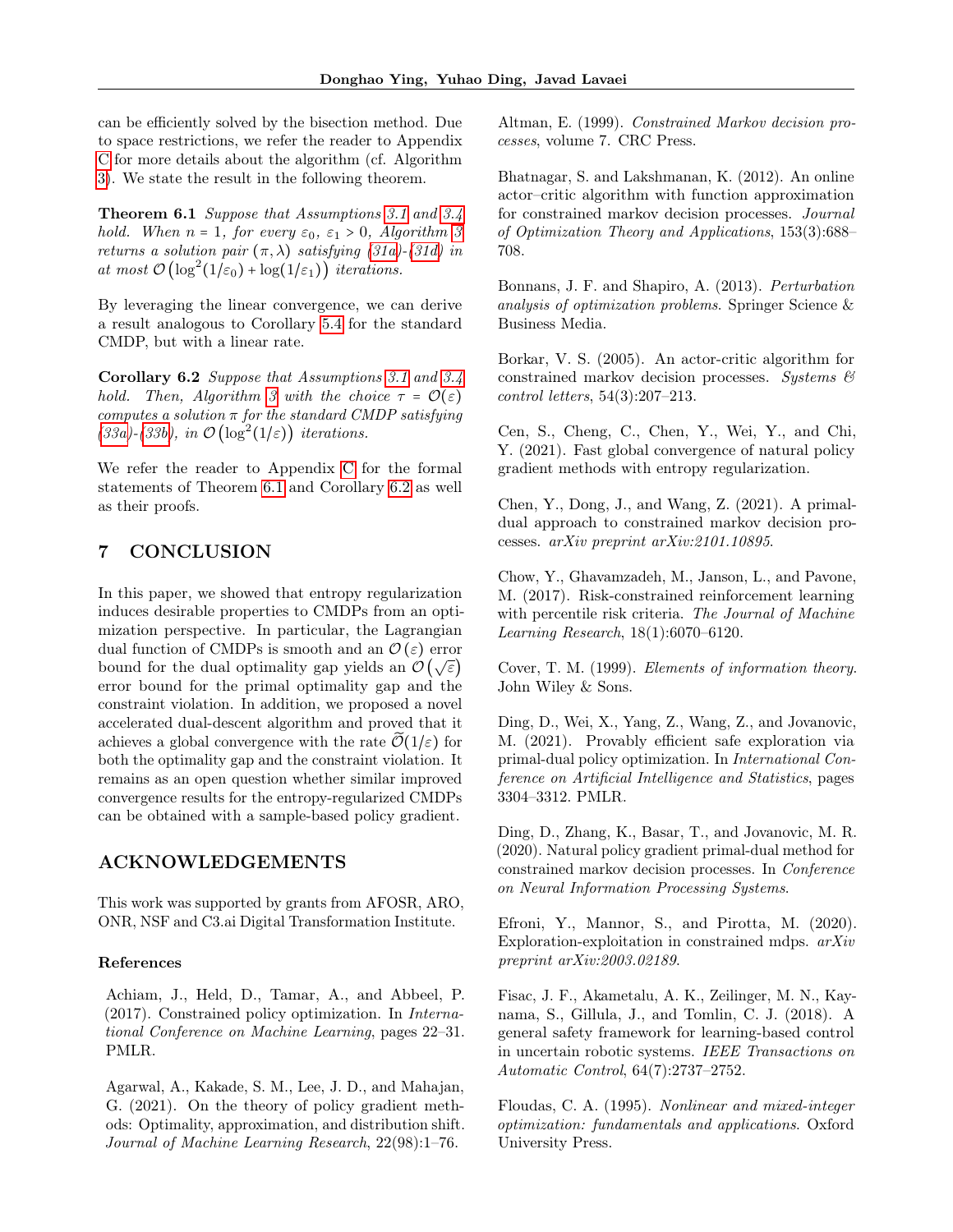can be efficiently solved by the bisection method. Due to space restrictions, we refer the reader to Appendix C for more details about the algorithm (cf. Algorithm 3). We state the result in the following theorem.

**Theorem 6.1** *Suppose that Assumptions 3.1 and 3.4 hold. When $n = 1$, for every $\varepsilon_0,\ \varepsilon_1 > 0$, Algorithm 3 returns a solution pair $(\pi, \lambda)$ satisfying (31a)-(31d) in at most $\mathcal{O}\left(\log^2(1/\varepsilon_0) + \log(1/\varepsilon_1)\right)$ iterations.*

By leveraging the linear convergence, we can derive a result analogous to Corollary 5.4 for the standard CMDP, but with a linear rate.

**Corollary 6.2** *Suppose that Assumptions 3.1 and 3.4 hold. Then, Algorithm 3 with the choice $\tau = \mathcal{O}(\varepsilon)$ computes a solution $\pi$ for the standard CMDP satisfying (33a)-(33b), in $\mathcal{O}\left(\log^2(1/\varepsilon)\right)$ iterations.*

We refer the reader to Appendix C for the formal statements of Theorem 6.1 and Corollary 6.2 as well as their proofs.

## 7 CONCLUSION

In this paper, we showed that entropy regularization induces desirable properties to CMDPs from an optimization perspective. In particular, the Lagrangian dual function of CMDPs is smooth and an $\mathcal{O}(\varepsilon)$ error bound for the dual optimality gap yields an $\mathcal{O}\left(\sqrt{\varepsilon}\right)$ error bound for the primal optimality gap and the constraint violation. In addition, we proposed a novel accelerated dual-descent algorithm and proved that it achieves a global convergence with the rate $\widetilde{\mathcal{O}}(1/\varepsilon)$ for both the optimality gap and the constraint violation. It remains as an open question whether similar improved convergence results for the entropy-regularized CMDPs can be obtained with a sample-based policy gradient.

## ACKNOWLEDGEMENTS

This work was supported by grants from AFOSR, ARO, ONR, NSF and C3.ai Digital Transformation Institute.

### References

Achiam, J., Held, D., Tamar, A., and Abbeel, P. (2017). Constrained policy optimization. In *International Conference on Machine Learning*, pages 22–31. PMLR.

Agarwal, A., Kakade, S. M., Lee, J. D., and Mahajan, G. (2021). On the theory of policy gradient methods: Optimality, approximation, and distribution shift. *Journal of Machine Learning Research*, 22(98):1–76.

Altman, E. (1999). *Constrained Markov decision processes*, volume 7. CRC Press.

Bhatnagar, S. and Lakshmanan, K. (2012). An online actor–critic algorithm with function approximation for constrained markov decision processes. *Journal of Optimization Theory and Applications*, 153(3):688–708.

Bonnans, J. F. and Shapiro, A. (2013). *Perturbation analysis of optimization problems*. Springer Science & Business Media.

Borkar, V. S. (2005). An actor-critic algorithm for constrained markov decision processes. *Systems & control letters*, 54(3):207–213.

Cen, S., Cheng, C., Chen, Y., Wei, Y., and Chi, Y. (2021). Fast global convergence of natural policy gradient methods with entropy regularization.

Chen, Y., Dong, J., and Wang, Z. (2021). A primal-dual approach to constrained markov decision processes. *arXiv preprint arXiv:2101.10895*.

Chow, Y., Ghavamzadeh, M., Janson, L., and Pavone, M. (2017). Risk-constrained reinforcement learning with percentile risk criteria. *The Journal of Machine Learning Research*, 18(1):6070–6120.

Cover, T. M. (1999). *Elements of information theory*. John Wiley & Sons.

Ding, D., Wei, X., Yang, Z., Wang, Z., and Jovanovic, M. (2021). Provably efficient safe exploration via primal-dual policy optimization. In *International Conference on Artificial Intelligence and Statistics*, pages 3304–3312. PMLR.

Ding, D., Zhang, K., Basar, T., and Jovanovic, M. R. (2020). Natural policy gradient primal-dual method for constrained markov decision processes. In *Conference on Neural Information Processing Systems*.

Efroni, Y., Mannor, S., and Pirotta, M. (2020). Exploration-exploitation in constrained mdps. *arXiv preprint arXiv:2003.02189*.

Fisac, J. F., Akametalu, A. K., Zeilinger, M. N., Kaynama, S., Gillula, J., and Tomlin, C. J. (2018). A general safety framework for learning-based control in uncertain robotic systems. *IEEE Transactions on Automatic Control*, 64(7):2737–2752.

Floudas, C. A. (1995). *Nonlinear and mixed-integer optimization: fundamentals and applications*. Oxford University Press.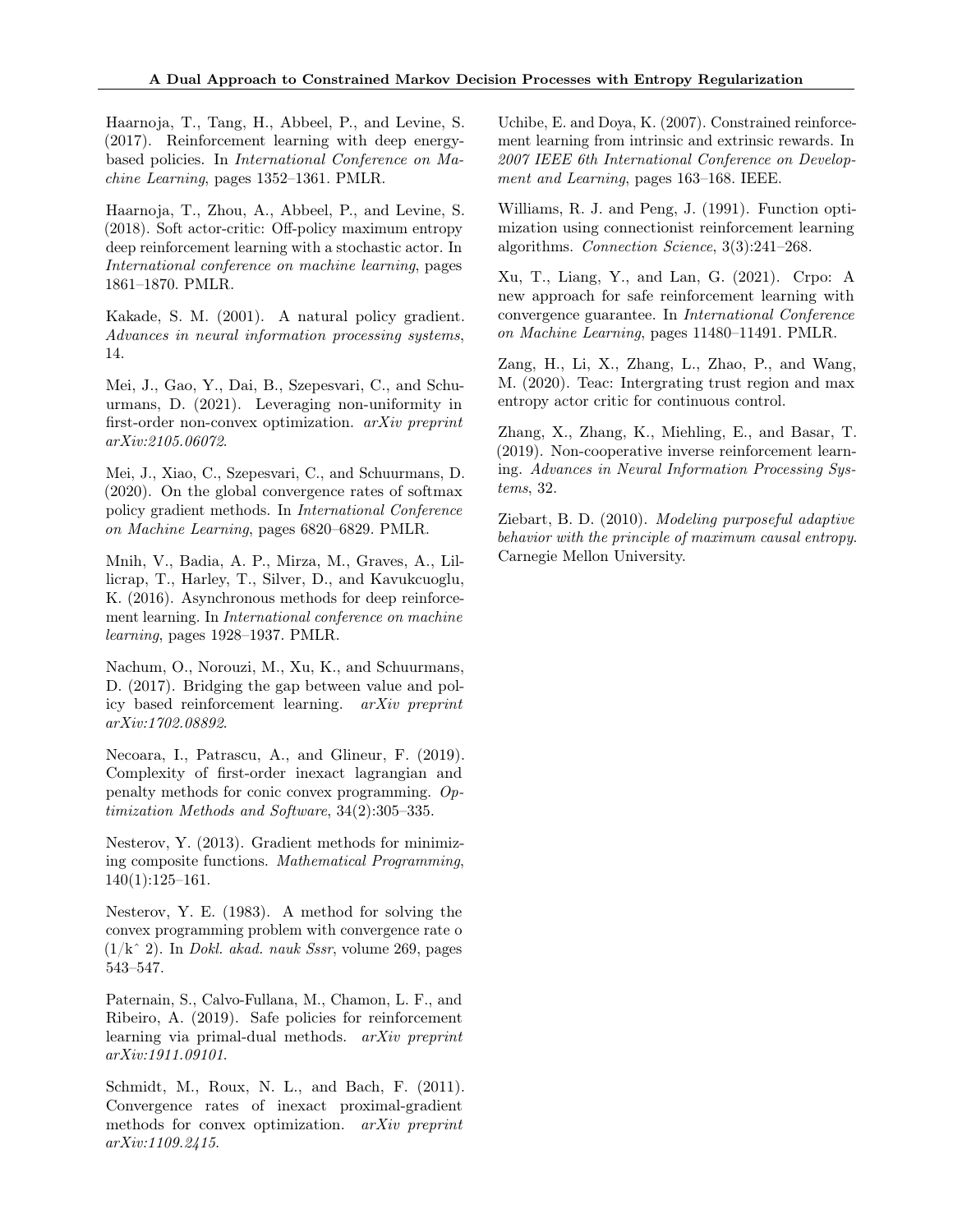Haarnoja, T., Tang, H., Abbeel, P., and Levine, S. (2017). Reinforcement learning with deep energy-based policies. In *International Conference on Machine Learning*, pages 1352–1361. PMLR.

Haarnoja, T., Zhou, A., Abbeel, P., and Levine, S. (2018). Soft actor-critic: Off-policy maximum entropy deep reinforcement learning with a stochastic actor. In *International conference on machine learning*, pages 1861–1870. PMLR.

Kakade, S. M. (2001). A natural policy gradient. *Advances in neural information processing systems*, 14.

Mei, J., Gao, Y., Dai, B., Szepesvari, C., and Schuurmans, D. (2021). Leveraging non-uniformity in first-order non-convex optimization. *arXiv preprint arXiv:2105.06072*.

Mei, J., Xiao, C., Szepesvari, C., and Schuurmans, D. (2020). On the global convergence rates of softmax policy gradient methods. In *International Conference on Machine Learning*, pages 6820–6829. PMLR.

Mnih, V., Badia, A. P., Mirza, M., Graves, A., Lillicrap, T., Harley, T., Silver, D., and Kavukcuoglu, K. (2016). Asynchronous methods for deep reinforcement learning. In *International conference on machine learning*, pages 1928–1937. PMLR.

Nachum, O., Norouzi, M., Xu, K., and Schuurmans, D. (2017). Bridging the gap between value and policy based reinforcement learning. *arXiv preprint arXiv:1702.08892*.

Necoara, I., Patrascu, A., and Glineur, F. (2019). Complexity of first-order inexact lagrangian and penalty methods for conic convex programming. *Optimization Methods and Software*, 34(2):305–335.

Nesterov, Y. (2013). Gradient methods for minimizing composite functions. *Mathematical Programming*, 140(1):125–161.

Nesterov, Y. E. (1983). A method for solving the convex programming problem with convergence rate o (1/kˆ 2). In *Dokl. akad. nauk Sssr*, volume 269, pages 543–547.

Paternain, S., Calvo-Fullana, M., Chamon, L. F., and Ribeiro, A. (2019). Safe policies for reinforcement learning via primal-dual methods. *arXiv preprint arXiv:1911.09101*.

Schmidt, M., Roux, N. L., and Bach, F. (2011). Convergence rates of inexact proximal-gradient methods for convex optimization. *arXiv preprint arXiv:1109.2415*.

Uchibe, E. and Doya, K. (2007). Constrained reinforcement learning from intrinsic and extrinsic rewards. In *2007 IEEE 6th International Conference on Development and Learning*, pages 163–168. IEEE.

Williams, R. J. and Peng, J. (1991). Function optimization using connectionist reinforcement learning algorithms. *Connection Science*, 3(3):241–268.

Xu, T., Liang, Y., and Lan, G. (2021). Crpo: A new approach for safe reinforcement learning with convergence guarantee. In *International Conference on Machine Learning*, pages 11480–11491. PMLR.

Zang, H., Li, X., Zhang, L., Zhao, P., and Wang, M. (2020). Teac: Intergrating trust region and max entropy actor critic for continuous control.

Zhang, X., Zhang, K., Miehling, E., and Basar, T. (2019). Non-cooperative inverse reinforcement learning. *Advances in Neural Information Processing Systems*, 32.

Ziebart, B. D. (2010). *Modeling purposeful adaptive behavior with the principle of maximum causal entropy*. Carnegie Mellon University.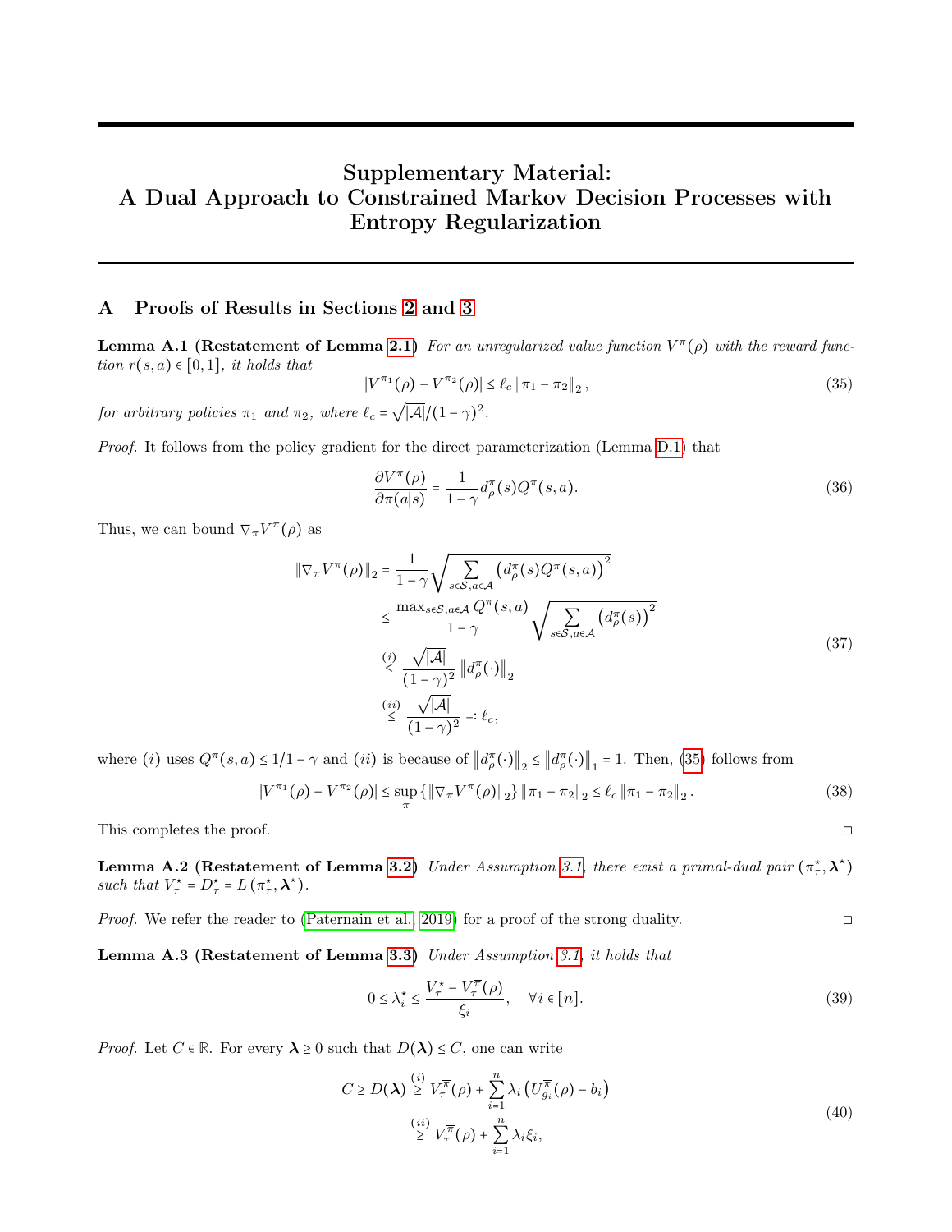# Supplementary Material: A Dual Approach to Constrained Markov Decision Processes with Entropy Regularization

## A Proofs of Results in Sections 2 and 3

**Lemma A.1 (Restatement of Lemma 2.1)** *For an unregularized value function $V^\pi(\rho)$ with the reward function $r(s,a) \in [0,1]$, it holds that*

$$|V^{\pi_1}(\rho) - V^{\pi_2}(\rho)| \le \ell_c \left\| \pi_1 - \pi_2 \right\|_2, \tag{35}$$

*for arbitrary policies $\pi_1$ and $\pi_2$, where $\ell_c = \sqrt{|\mathcal{A}|}/(1-\gamma)^2$.*

*Proof.* It follows from the policy gradient for the direct parameterization (Lemma D.1) that

$$\frac{\partial V^\pi(\rho)}{\partial \pi(a|s)} = \frac{1}{1-\gamma} d_\rho^\pi(s) Q^\pi(s,a). \tag{36}$$

Thus, we can bound $\nabla_\pi V^\pi(\rho)$ as

$$\begin{aligned}
\left\| \nabla_\pi V^\pi(\rho) \right\|_2 &= \frac{1}{1-\gamma} \sqrt{\sum_{s\in\mathcal{S}, a\in\mathcal{A}} \left( d_\rho^\pi(s) Q^\pi(s,a) \right)^2} \\
&\le \frac{\max_{s\in\mathcal{S}, a\in\mathcal{A}} Q^\pi(s,a)}{1-\gamma} \sqrt{\sum_{s\in\mathcal{S}, a\in\mathcal{A}} \left( d_\rho^\pi(s) \right)^2} \\
&\overset{(i)}{\le} \frac{\sqrt{|\mathcal{A}|}}{(1-\gamma)^2} \left\| d_\rho^\pi(\cdot) \right\|_2 \\
&\overset{(ii)}{\le} \frac{\sqrt{|\mathcal{A}|}}{(1-\gamma)^2} =: \ell_c,
\end{aligned} \tag{37}$$

where $(i)$ uses $Q^\pi(s,a) \le 1/1-\gamma$ and $(ii)$ is because of $\left\| d_\rho^\pi(\cdot) \right\|_2 \le \left\| d_\rho^\pi(\cdot) \right\|_1 = 1$. Then, (35) follows from

$$|V^{\pi_1}(\rho) - V^{\pi_2}(\rho)| \le \sup_\pi \left\{ \left\| \nabla_\pi V^\pi(\rho) \right\|_2 \right\} \left\| \pi_1 - \pi_2 \right\|_2 \le \ell_c \left\| \pi_1 - \pi_2 \right\|_2. \tag{38}$$

This completes the proof. ◻

**Lemma A.2 (Restatement of Lemma 3.2)** *Under Assumption 3.1, there exist a primal-dual pair $(\pi_\tau^\star, \boldsymbol{\lambda}^\star)$ such that $V_\tau^\star = D_\tau^\star = L(\pi_\tau^\star, \boldsymbol{\lambda}^\star)$.*

*Proof.* We refer the reader to (Paternain et al., 2019) for a proof of the strong duality. ◻

**Lemma A.3 (Restatement of Lemma 3.3)** *Under Assumption 3.1, it holds that*

$$0 \le \lambda_i^\star \le \frac{V_\tau^\star - V_\tau^{\overline{\pi}}(\rho)}{\xi_i}, \quad \forall i \in [n]. \tag{39}$$

*Proof.* Let $C \in \mathbb{R}$. For every $\boldsymbol{\lambda} \ge 0$ such that $D(\boldsymbol{\lambda}) \le C$, one can write

$$\begin{aligned}
C \ge D(\boldsymbol{\lambda}) &\overset{(i)}{\ge} V_\tau^{\overline{\pi}}(\rho) + \sum_{i=1}^n \lambda_i \left( U_{g_i}^{\overline{\pi}}(\rho) - b_i \right) \\
&\overset{(ii)}{\ge} V_\tau^{\overline{\pi}}(\rho) + \sum_{i=1}^n \lambda_i \xi_i,
\end{aligned} \tag{40}$$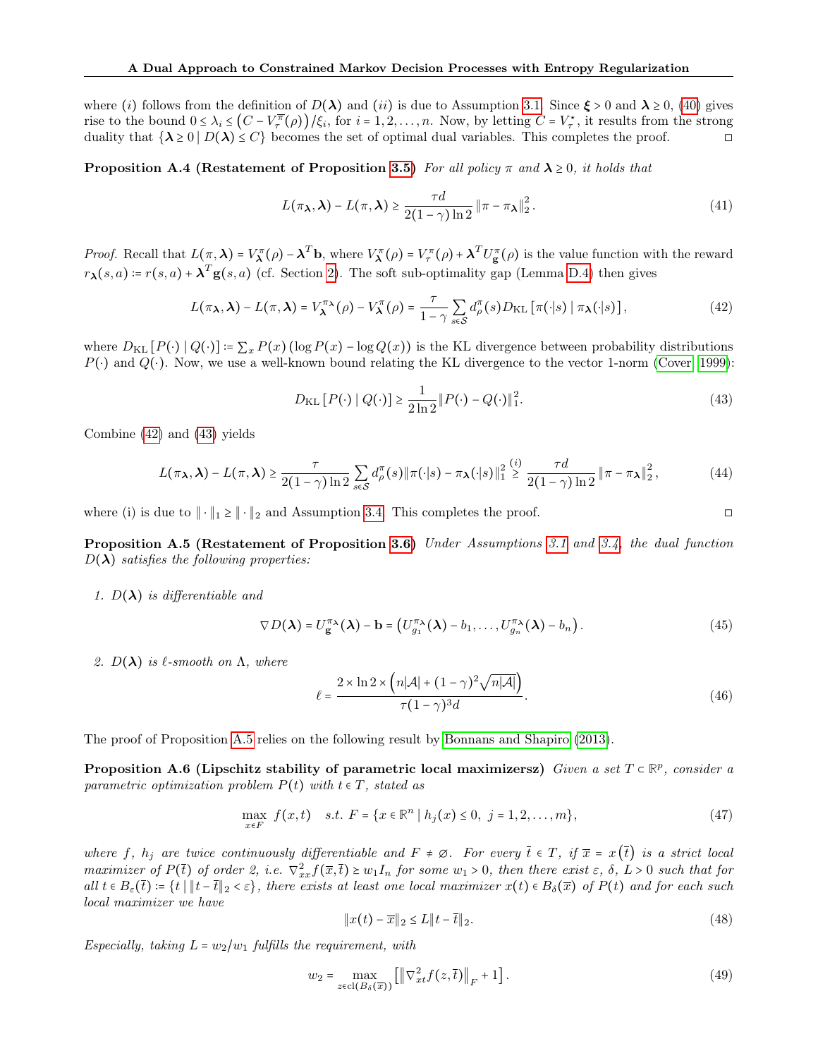where $(i)$ follows from the definition of $D(\boldsymbol{\lambda})$ and $(ii)$ is due to Assumption 3.1. Since $\boldsymbol{\xi} > 0$ and $\boldsymbol{\lambda} \geq 0$, (40) gives rise to the bound $0 \leq \lambda_i \leq \left(C - V_\tau^{\overline{\pi}}(\rho)\right)/\xi_i$, for $i = 1, 2, \ldots, n$. Now, by letting $C = V_\tau^\star$, it results from the strong duality that $\{\boldsymbol{\lambda} \geq 0 \mid D(\boldsymbol{\lambda}) \leq C\}$ becomes the set of optimal dual variables. This completes the proof. ◻

**Proposition A.4 (Restatement of Proposition 3.5)** *For all policy $\pi$ and $\boldsymbol{\lambda} \geq 0$, it holds that*

$$L(\pi_{\boldsymbol{\lambda}}, \boldsymbol{\lambda}) - L(\pi, \boldsymbol{\lambda}) \geq \frac{\tau d}{2(1-\gamma)\ln 2} \left\| \pi - \pi_{\boldsymbol{\lambda}} \right\|_2^2. \tag{41}$$

*Proof.* Recall that $L(\pi, \boldsymbol{\lambda}) = V_{\boldsymbol{\lambda}}^{\pi}(\rho) - \boldsymbol{\lambda}^T \mathbf{b}$, where $V_{\boldsymbol{\lambda}}^{\pi}(\rho) = V_\tau^\pi(\rho) + \boldsymbol{\lambda}^T U_{\mathbf{g}}^\pi(\rho)$ is the value function with the reward $r_{\boldsymbol{\lambda}}(s,a) \coloneqq r(s,a) + \boldsymbol{\lambda}^T \mathbf{g}(s,a)$ (cf. Section 2). The soft sub-optimality gap (Lemma D.4) then gives

$$L(\pi_{\boldsymbol{\lambda}}, \boldsymbol{\lambda}) - L(\pi, \boldsymbol{\lambda}) = V_{\boldsymbol{\lambda}}^{\pi_{\boldsymbol{\lambda}}}(\rho) - V_{\boldsymbol{\lambda}}^{\pi}(\rho) = \frac{\tau}{1-\gamma} \sum_{s \in \mathcal{S}} d_\rho^\pi(s) D_{\mathrm{KL}}\left[\pi(\cdot|s) \mid \pi_{\boldsymbol{\lambda}}(\cdot|s)\right], \tag{42}$$

where $D_{\mathrm{KL}}\left[P(\cdot) \mid Q(\cdot)\right] \coloneqq \sum_x P(x) \left(\log P(x) - \log Q(x)\right)$ is the KL divergence between probability distributions $P(\cdot)$ and $Q(\cdot)$. Now, we use a well-known bound relating the KL divergence to the vector 1-norm (Cover, 1999):

$$D_{\mathrm{KL}}\left[P(\cdot) \mid Q(\cdot)\right] \geq \frac{1}{2 \ln 2} \| P(\cdot) - Q(\cdot) \|_1^2. \tag{43}$$

Combine (42) and (43) yields

$$L(\pi_{\boldsymbol{\lambda}}, \boldsymbol{\lambda}) - L(\pi, \boldsymbol{\lambda}) \geq \frac{\tau}{2(1-\gamma)\ln 2} \sum_{s \in \mathcal{S}} d_\rho^\pi(s) \| \pi(\cdot|s) - \pi_{\boldsymbol{\lambda}}(\cdot|s) \|_1^2 \overset{(i)}{\geq} \frac{\tau d}{2(1-\gamma)\ln 2} \left\| \pi - \pi_{\boldsymbol{\lambda}} \right\|_2^2, \tag{44}$$

where (i) is due to $\|\cdot\|_1 \geq \|\cdot\|_2$ and Assumption 3.4. This completes the proof. ◻

**Proposition A.5 (Restatement of Proposition 3.6)** *Under Assumptions 3.1 and 3.4, the dual function $D(\boldsymbol{\lambda})$ satisfies the following properties:*

1. *$D(\boldsymbol{\lambda})$ is differentiable and*

$$\nabla D(\boldsymbol{\lambda}) = U_{\mathbf{g}}^{\pi_{\boldsymbol{\lambda}}}(\boldsymbol{\lambda}) - \mathbf{b} = \left( U_{g_1}^{\pi_{\boldsymbol{\lambda}}}(\boldsymbol{\lambda}) - b_1, \ldots, U_{g_n}^{\pi_{\boldsymbol{\lambda}}}(\boldsymbol{\lambda}) - b_n \right). \tag{45}$$

2. *$D(\boldsymbol{\lambda})$ is $\ell$-smooth on $\Lambda$, where*

$$\ell = \frac{2 \times \ln 2 \times \left( n|\mathcal{A}| + (1-\gamma)^2 \sqrt{n|\mathcal{A}|} \right)}{\tau (1-\gamma)^3 d}. \tag{46}$$

The proof of Proposition A.5 relies on the following result by Bonnans and Shapiro (2013).

**Proposition A.6 (Lipschitz stability of parametric local maximizersz)** *Given a set $T \subset \mathbb{R}^p$, consider a parametric optimization problem $P(t)$ with $t \in T$, stated as*

$$\max_{x \in F} \; f(x,t) \quad s.t. \; F = \{x \in \mathbb{R}^n \mid h_j(x) \leq 0, \; j = 1, 2, \ldots, m\}, \tag{47}$$

*where $f$, $h_j$ are twice continuously differentiable and $F \neq \varnothing$. For every $\overline{t} \in T$, if $\overline{x} = x\left(\overline{t}\right)$ is a strict local maximizer of $P(\overline{t})$ of order 2, i.e. $\nabla_{xx}^2 f(\overline{x}, \overline{t}) \geq w_1 I_n$ for some $w_1 > 0$, then there exist $\varepsilon$, $\delta$, $L > 0$ such that for all $t \in B_\varepsilon(\overline{t}) \coloneqq \{t \mid \|t - \overline{t}\|_2 < \varepsilon\}$, there exists at least one local maximizer $x(t) \in B_\delta(\overline{x})$ of $P(t)$ and for each such local maximizer we have*

$$\|x(t) - \overline{x}\|_2 \leq L \|t - \overline{t}\|_2. \tag{48}$$

*Especially, taking $L = w_2/w_1$ fulfills the requirement, with*

$$w_2 = \max_{z \in \mathrm{cl}(B_\delta(\overline{x}))} \left[ \left\| \nabla_{xt}^2 f(z, \overline{t}) \right\|_F + 1 \right]. \tag{49}$$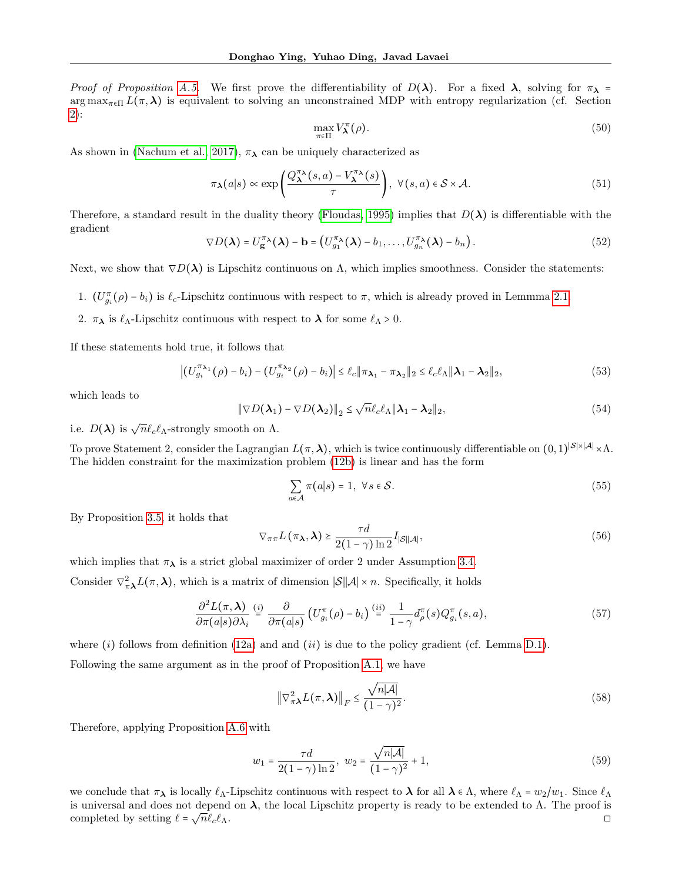*Proof of Proposition A.5.* We first prove the differentiability of $D(\boldsymbol{\lambda})$. For a fixed $\boldsymbol{\lambda}$, solving for $\pi_{\boldsymbol{\lambda}} = \arg\max_{\pi\in\Pi} L(\pi, \boldsymbol{\lambda})$ is equivalent to solving an unconstrained MDP with entropy regularization (cf. Section 2):

$$\max_{\pi\in\Pi} V^{\pi}_{\boldsymbol{\lambda}}(\rho). \tag{50}$$

As shown in (Nachum et al., 2017), $\pi_{\boldsymbol{\lambda}}$ can be uniquely characterized as

$$\pi_{\boldsymbol{\lambda}}(a|s) \propto \exp\left(\frac{Q^{\pi_{\boldsymbol{\lambda}}}_{\boldsymbol{\lambda}}(s,a) - V^{\pi_{\boldsymbol{\lambda}}}_{\boldsymbol{\lambda}}(s)}{\tau}\right),\ \forall (s,a) \in \mathcal{S}\times\mathcal{A}. \tag{51}$$

Therefore, a standard result in the duality theory (Floudas, 1995) implies that $D(\boldsymbol{\lambda})$ is differentiable with the gradient

$$\nabla D(\boldsymbol{\lambda}) = U^{\pi_{\boldsymbol{\lambda}}}_{\mathbf{g}}(\boldsymbol{\lambda}) - \mathbf{b} = \left(U^{\pi_{\boldsymbol{\lambda}}}_{g_1}(\boldsymbol{\lambda}) - b_1, \ldots, U^{\pi_{\boldsymbol{\lambda}}}_{g_n}(\boldsymbol{\lambda}) - b_n\right). \tag{52}$$

Next, we show that $\nabla D(\boldsymbol{\lambda})$ is Lipschitz continuous on $\Lambda$, which implies smoothness. Consider the statements:

1. $(U^{\pi}_{g_i}(\rho) - b_i)$ is $\ell_c$-Lipschitz continuous with respect to $\pi$, which is already proved in Lemmma 2.1.
2. $\pi_{\boldsymbol{\lambda}}$ is $\ell_\Lambda$-Lipschitz continuous with respect to $\boldsymbol{\lambda}$ for some $\ell_\Lambda > 0$.

If these statements hold true, it follows that

$$\left|(U^{\pi_{\boldsymbol{\lambda}_1}}_{g_i}(\rho) - b_i) - (U^{\pi_{\boldsymbol{\lambda}_2}}_{g_i}(\rho) - b_i)\right| \le \ell_c \|\pi_{\boldsymbol{\lambda}_1} - \pi_{\boldsymbol{\lambda}_2}\|_2 \le \ell_c\ell_\Lambda \|\boldsymbol{\lambda}_1 - \boldsymbol{\lambda}_2\|_2, \tag{53}$$

which leads to

$$\|\nabla D(\boldsymbol{\lambda}_1) - \nabla D(\boldsymbol{\lambda}_2)\|_2 \le \sqrt{n}\ell_c\ell_\Lambda \|\boldsymbol{\lambda}_1 - \boldsymbol{\lambda}_2\|_2, \tag{54}$$

i.e. $D(\boldsymbol{\lambda})$ is $\sqrt{n}\ell_c\ell_\Lambda$-strongly smooth on $\Lambda$.

To prove Statement 2, consider the Lagrangian $L(\pi, \boldsymbol{\lambda})$, which is twice continuously differentiable on $(0,1)^{|\mathcal{S}|\times|\mathcal{A}|}\times\Lambda$. The hidden constraint for the maximization problem (12b) is linear and has the form

$$\sum_{a\in\mathcal{A}} \pi(a|s) = 1,\ \forall s \in \mathcal{S}. \tag{55}$$

By Proposition 3.5, it holds that

$$\nabla_{\pi\pi} L(\pi_{\boldsymbol{\lambda}}, \boldsymbol{\lambda}) \succeq \frac{\tau d}{2(1-\gamma)\ln 2} I_{|\mathcal{S}||\mathcal{A}|}, \tag{56}$$

which implies that $\pi_{\boldsymbol{\lambda}}$ is a strict global maximizer of order 2 under Assumption 3.4.

Consider $\nabla^2_{\pi\boldsymbol{\lambda}} L(\pi, \boldsymbol{\lambda})$, which is a matrix of dimension $|\mathcal{S}||\mathcal{A}| \times n$. Specifically, it holds

$$\frac{\partial^2 L(\pi, \boldsymbol{\lambda})}{\partial \pi(a|s)\partial\lambda_i} \overset{(i)}{=} \frac{\partial}{\partial \pi(a|s)}\left(U^{\pi}_{g_i}(\rho) - b_i\right) \overset{(ii)}{=} \frac{1}{1-\gamma} d^{\pi}_{\rho}(s) Q^{\pi}_{g_i}(s,a), \tag{57}$$

where $(i)$ follows from definition (12a) and and $(ii)$ is due to the policy gradient (cf. Lemma D.1).

Following the same argument as in the proof of Proposition A.1, we have

$$\left\|\nabla^2_{\pi\boldsymbol{\lambda}} L(\pi, \boldsymbol{\lambda})\right\|_F \le \frac{\sqrt{n|\mathcal{A}|}}{(1-\gamma)^2}. \tag{58}$$

Therefore, applying Proposition A.6 with

$$w_1 = \frac{\tau d}{2(1-\gamma)\ln 2},\ w_2 = \frac{\sqrt{n|\mathcal{A}|}}{(1-\gamma)^2} + 1, \tag{59}$$

we conclude that $\pi_{\boldsymbol{\lambda}}$ is locally $\ell_\Lambda$-Lipschitz continuous with respect to $\boldsymbol{\lambda}$ for all $\boldsymbol{\lambda} \in \Lambda$, where $\ell_\Lambda = w_2/w_1$. Since $\ell_\Lambda$ is universal and does not depend on $\boldsymbol{\lambda}$, the local Lipschitz property is ready to be extended to $\Lambda$. The proof is completed by setting $\ell = \sqrt{n}\ell_c\ell_\Lambda$. □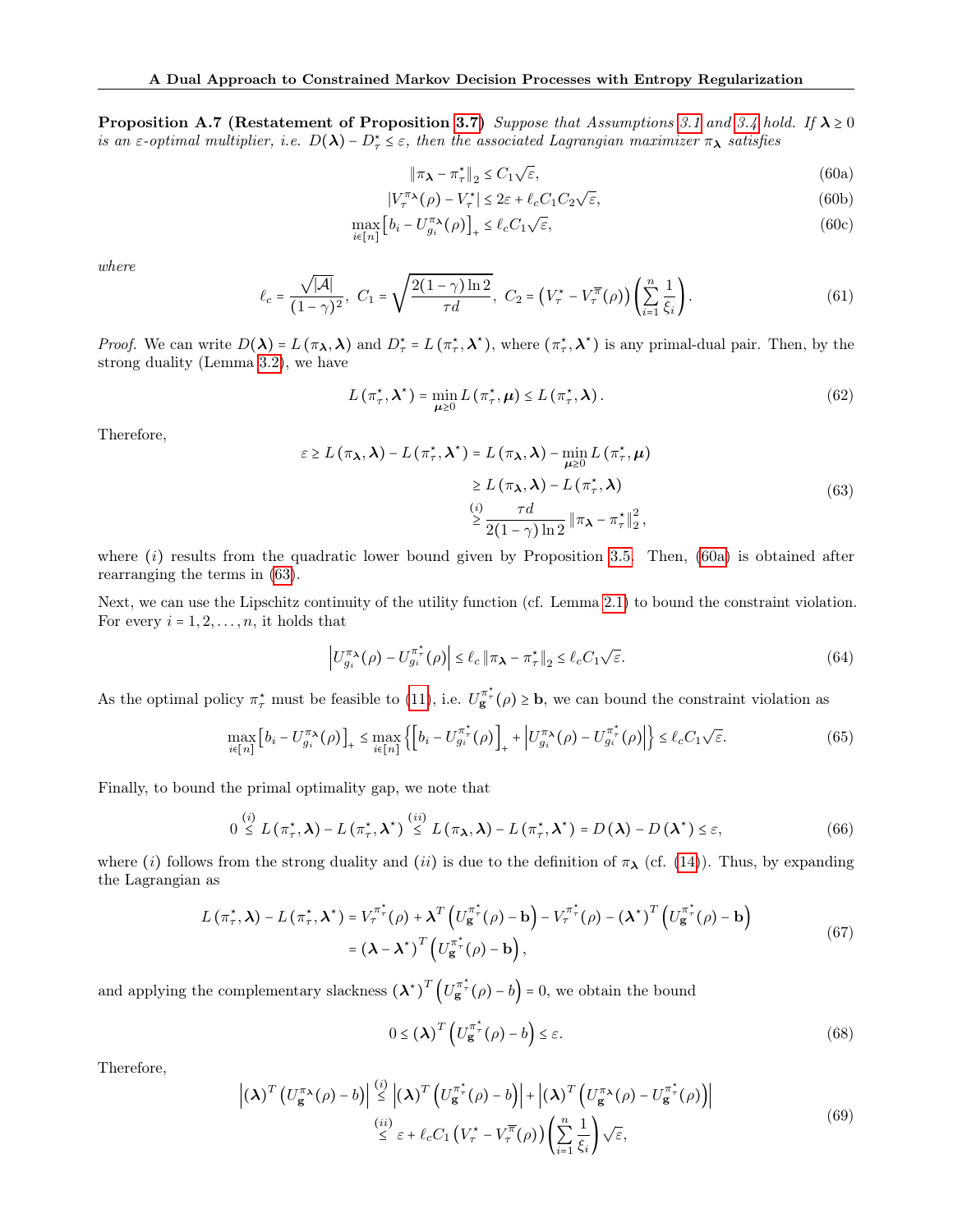**Proposition A.7 (Restatement of Proposition 3.7)** *Suppose that Assumptions 3.1 and 3.4 hold. If $\boldsymbol{\lambda} \geq 0$ is an $\varepsilon$-optimal multiplier, i.e. $D(\boldsymbol{\lambda}) - D^\star_\tau \leq \varepsilon$, then the associated Lagrangian maximizer $\pi_{\boldsymbol{\lambda}}$ satisfies*

$$\|\pi_{\boldsymbol{\lambda}} - \pi^\star_\tau\|_2 \leq C_1\sqrt{\varepsilon}, \tag{60a}$$

$$|V^{\pi_{\boldsymbol{\lambda}}}_\tau(\rho) - V^\star_\tau| \leq 2\varepsilon + \ell_c C_1 C_2 \sqrt{\varepsilon}, \tag{60b}$$

$$\max_{i\in[n]} \left[b_i - U^{\pi_{\boldsymbol{\lambda}}}_{g_i}(\rho)\right]_+ \leq \ell_c C_1 \sqrt{\varepsilon}, \tag{60c}$$

*where*

$$\ell_c = \frac{\sqrt{|\mathcal{A}|}}{(1-\gamma)^2},\ C_1 = \sqrt{\frac{2(1-\gamma)\ln 2}{\tau d}},\ C_2 = \left(V^\star_\tau - V^{\overline{\pi}}_\tau(\rho)\right)\left(\sum_{i=1}^n \frac{1}{\xi_i}\right). \tag{61}$$

*Proof.* We can write $D(\boldsymbol{\lambda}) = L(\pi_{\boldsymbol{\lambda}}, \boldsymbol{\lambda})$ and $D^\star_\tau = L(\pi^\star_\tau, \boldsymbol{\lambda}^\star)$, where $(\pi^\star_\tau, \boldsymbol{\lambda}^\star)$ is any primal-dual pair. Then, by the strong duality (Lemma 3.2), we have

$$L(\pi^\star_\tau, \boldsymbol{\lambda}^\star) = \min_{\boldsymbol{\mu}\geq 0} L(\pi^\star_\tau, \boldsymbol{\mu}) \leq L(\pi^\star_\tau, \boldsymbol{\lambda}). \tag{62}$$

Therefore,

$$\begin{aligned}
\varepsilon \geq L(\pi_{\boldsymbol{\lambda}}, \boldsymbol{\lambda}) - L(\pi^\star_\tau, \boldsymbol{\lambda}^\star) &= L(\pi_{\boldsymbol{\lambda}}, \boldsymbol{\lambda}) - \min_{\boldsymbol{\mu}\geq 0} L(\pi^\star_\tau, \boldsymbol{\mu}) \\
&\geq L(\pi_{\boldsymbol{\lambda}}, \boldsymbol{\lambda}) - L(\pi^\star_\tau, \boldsymbol{\lambda}) \\
&\overset{(i)}{\geq} \frac{\tau d}{2(1-\gamma)\ln 2}\|\pi_{\boldsymbol{\lambda}} - \pi^\star_\tau\|_2^2,
\end{aligned} \tag{63}$$

where $(i)$ results from the quadratic lower bound given by Proposition 3.5. Then, (60a) is obtained after rearranging the terms in (63).

Next, we can use the Lipschitz continuity of the utility function (cf. Lemma 2.1) to bound the constraint violation. For every $i = 1, 2, \ldots, n$, it holds that

$$\left|U^{\pi_{\boldsymbol{\lambda}}}_{g_i}(\rho) - U^{\pi^\star_\tau}_{g_i}(\rho)\right| \leq \ell_c \|\pi_{\boldsymbol{\lambda}} - \pi^\star_\tau\|_2 \leq \ell_c C_1\sqrt{\varepsilon}. \tag{64}$$

As the optimal policy $\pi^\star_\tau$ must be feasible to (11), i.e. $U^{\pi^\star_\tau}_{\mathbf{g}}(\rho) \geq \mathbf{b}$, we can bound the constraint violation as

$$\max_{i\in[n]}\left[b_i - U^{\pi_{\boldsymbol{\lambda}}}_{g_i}(\rho)\right]_+ \leq \max_{i\in[n]}\left\{\left[b_i - U^{\pi^\star_\tau}_{g_i}(\rho)\right]_+ + \left|U^{\pi_{\boldsymbol{\lambda}}}_{g_i}(\rho) - U^{\pi^\star_\tau}_{g_i}(\rho)\right|\right\} \leq \ell_c C_1 \sqrt{\varepsilon}. \tag{65}$$

Finally, to bound the primal optimality gap, we note that

$$0 \overset{(i)}{\leq} L(\pi^\star_\tau, \boldsymbol{\lambda}) - L(\pi^\star_\tau, \boldsymbol{\lambda}^\star) \overset{(ii)}{\leq} L(\pi_{\boldsymbol{\lambda}}, \boldsymbol{\lambda}) - L(\pi^\star_\tau, \boldsymbol{\lambda}^\star) = D(\boldsymbol{\lambda}) - D(\boldsymbol{\lambda}^\star) \leq \varepsilon, \tag{66}$$

where $(i)$ follows from the strong duality and $(ii)$ is due to the definition of $\pi_{\boldsymbol{\lambda}}$ (cf. (14)). Thus, by expanding the Lagrangian as

$$\begin{aligned}
L(\pi^\star_\tau, \boldsymbol{\lambda}) - L(\pi^\star_\tau, \boldsymbol{\lambda}^\star) &= V^{\pi^\star_\tau}_\tau(\rho) + \boldsymbol{\lambda}^T\left(U^{\pi^\star_\tau}_{\mathbf{g}}(\rho) - \mathbf{b}\right) - V^{\pi^\star_\tau}_\tau(\rho) - (\boldsymbol{\lambda}^\star)^T\left(U^{\pi^\star_\tau}_{\mathbf{g}}(\rho) - \mathbf{b}\right) \\
&= (\boldsymbol{\lambda} - \boldsymbol{\lambda}^\star)^T\left(U^{\pi^\star_\tau}_{\mathbf{g}}(\rho) - \mathbf{b}\right),
\end{aligned} \tag{67}$$

and applying the complementary slackness $(\boldsymbol{\lambda}^\star)^T\left(U^{\pi^\star_\tau}_{\mathbf{g}}(\rho) - b\right) = 0$, we obtain the bound

$$0 \leq (\boldsymbol{\lambda})^T\left(U^{\pi^\star_\tau}_{\mathbf{g}}(\rho) - b\right) \leq \varepsilon. \tag{68}$$

Therefore,

$$\begin{aligned}
\left|(\boldsymbol{\lambda})^T\left(U^{\pi_{\boldsymbol{\lambda}}}_{\mathbf{g}}(\rho) - b\right)\right| &\overset{(i)}{\leq} \left|(\boldsymbol{\lambda})^T\left(U^{\pi^\star_\tau}_{\mathbf{g}}(\rho) - b\right)\right| + \left|(\boldsymbol{\lambda})^T\left(U^{\pi_{\boldsymbol{\lambda}}}_{\mathbf{g}}(\rho) - U^{\pi^\star_\tau}_{\mathbf{g}}(\rho)\right)\right| \\
&\overset{(ii)}{\leq} \varepsilon + \ell_c C_1\left(V^\star_\tau - V^{\overline{\pi}}_\tau(\rho)\right)\left(\sum_{i=1}^n \frac{1}{\xi_i}\right)\sqrt{\varepsilon},
\end{aligned} \tag{69}$$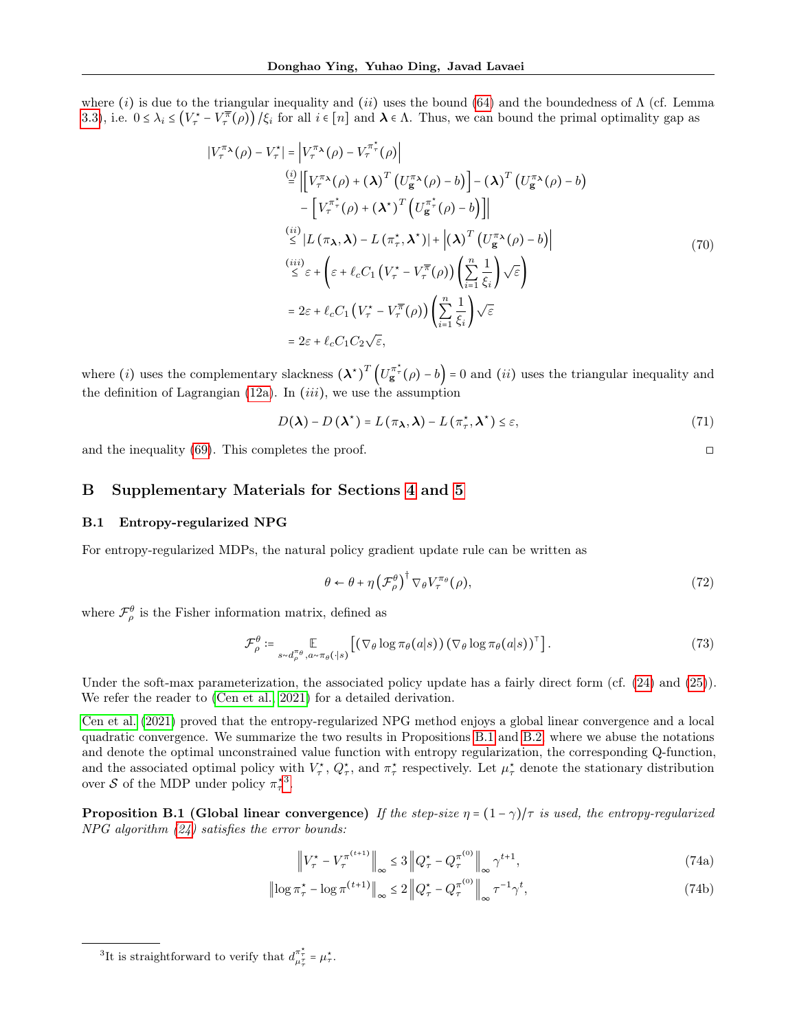where $(i)$ is due to the triangular inequality and $(ii)$ uses the bound (64) and the boundedness of $\Lambda$ (cf. Lemma 3.3), i.e. $0 \le \lambda_i \le \left(V_\tau^\star - V_\tau^{\overline{\pi}}(\rho)\right)/\xi_i$ for all $i \in [n]$ and $\boldsymbol{\lambda} \in \Lambda$. Thus, we can bound the primal optimality gap as

$$
\begin{aligned}
|V_\tau^{\pi_{\boldsymbol{\lambda}}}(\rho) - V_\tau^\star| &= \left|V_\tau^{\pi_{\boldsymbol{\lambda}}}(\rho) - V_\tau^{\pi_\tau^\star}(\rho)\right| \\
&\overset{(i)}{=} \Big|\left[V_\tau^{\pi_{\boldsymbol{\lambda}}}(\rho) + (\boldsymbol{\lambda})^T\left(U_{\mathbf{g}}^{\pi_{\boldsymbol{\lambda}}}(\rho) - b\right)\right] - (\boldsymbol{\lambda})^T\left(U_{\mathbf{g}}^{\pi_{\boldsymbol{\lambda}}}(\rho) - b\right) \\
&\quad - \left[V_\tau^{\pi_\tau^\star}(\rho) + (\boldsymbol{\lambda}^\star)^T\left(U_{\mathbf{g}}^{\pi_\tau^\star}(\rho) - b\right)\right]\Big| \\
&\overset{(ii)}{\le} |L(\pi_{\boldsymbol{\lambda}}, \boldsymbol{\lambda}) - L(\pi_\tau^\star, \boldsymbol{\lambda}^\star)| + \left|(\boldsymbol{\lambda})^T\left(U_{\mathbf{g}}^{\pi_{\boldsymbol{\lambda}}}(\rho) - b\right)\right| \\
&\overset{(iii)}{\le} \varepsilon + \left(\varepsilon + \ell_c C_1\left(V_\tau^\star - V_\tau^{\overline{\pi}}(\rho)\right)\left(\sum_{i=1}^n \frac{1}{\xi_i}\right)\sqrt{\varepsilon}\right) \\
&= 2\varepsilon + \ell_c C_1\left(V_\tau^\star - V_\tau^{\overline{\pi}}(\rho)\right)\left(\sum_{i=1}^n \frac{1}{\xi_i}\right)\sqrt{\varepsilon} \\
&= 2\varepsilon + \ell_c C_1 C_2\sqrt{\varepsilon},
\end{aligned} \tag{70}
$$

where $(i)$ uses the complementary slackness $(\boldsymbol{\lambda}^\star)^T\left(U_{\mathbf{g}}^{\pi_\tau^\star}(\rho) - b\right) = 0$ and $(ii)$ uses the triangular inequality and the definition of Lagrangian (12a). In $(iii)$, we use the assumption

$$
D(\boldsymbol{\lambda}) - D(\boldsymbol{\lambda}^\star) = L(\pi_{\boldsymbol{\lambda}}, \boldsymbol{\lambda}) - L(\pi_\tau^\star, \boldsymbol{\lambda}^\star) \le \varepsilon, \tag{71}
$$

and the inequality (69). This completes the proof. □

# B Supplementary Materials for Sections 4 and 5

## B.1 Entropy-regularized NPG

For entropy-regularized MDPs, the natural policy gradient update rule can be written as

$$
\theta \leftarrow \theta + \eta\left(\mathcal{F}_\rho^\theta\right)^\dagger \nabla_\theta V_\tau^{\pi_\theta}(\rho), \tag{72}
$$

where $\mathcal{F}_\rho^\theta$ is the Fisher information matrix, defined as

$$
\mathcal{F}_\rho^\theta := \mathop{\mathbb{E}}_{s\sim d_\rho^{\pi_\theta}, a\sim\pi_\theta(\cdot|s)}\left[\left(\nabla_\theta \log\pi_\theta(a|s)\right)\left(\nabla_\theta \log\pi_\theta(a|s)\right)^\top\right]. \tag{73}
$$

Under the soft-max parameterization, the associated policy update has a fairly direct form (cf. (24) and (25)). We refer the reader to (Cen et al., 2021) for a detailed derivation.

Cen et al. (2021) proved that the entropy-regularized NPG method enjoys a global linear convergence and a local quadratic convergence. We summarize the two results in Propositions B.1 and B.2, where we abuse the notations and denote the optimal unconstrained value function with entropy regularization, the corresponding Q-function, and the associated optimal policy with $V_\tau^\star$, $Q_\tau^\star$, and $\pi_\tau^\star$ respectively. Let $\mu_\tau^\star$ denote the stationary distribution over $\mathcal{S}$ of the MDP under policy $\pi_\tau^\star$[3].

**Proposition B.1 (Global linear convergence)** *If the step-size $\eta = (1-\gamma)/\tau$ is used, the entropy-regularized NPG algorithm (24) satisfies the error bounds:*

$$
\left\|V_\tau^\star - V_\tau^{\pi^{(t+1)}}\right\|_\infty \le 3\left\|Q_\tau^\star - Q_\tau^{\pi^{(0)}}\right\|_\infty \gamma^{t+1}, \tag{74a}
$$

$$
\left\|\log\pi_\tau^\star - \log\pi^{(t+1)}\right\|_\infty \le 2\left\|Q_\tau^\star - Q_\tau^{\pi^{(0)}}\right\|_\infty \tau^{-1}\gamma^t, \tag{74b}
$$

[3] It is straightforward to verify that $d_{\mu_\tau^\star}^{\pi_\tau^\star} = \mu_\tau^\star$.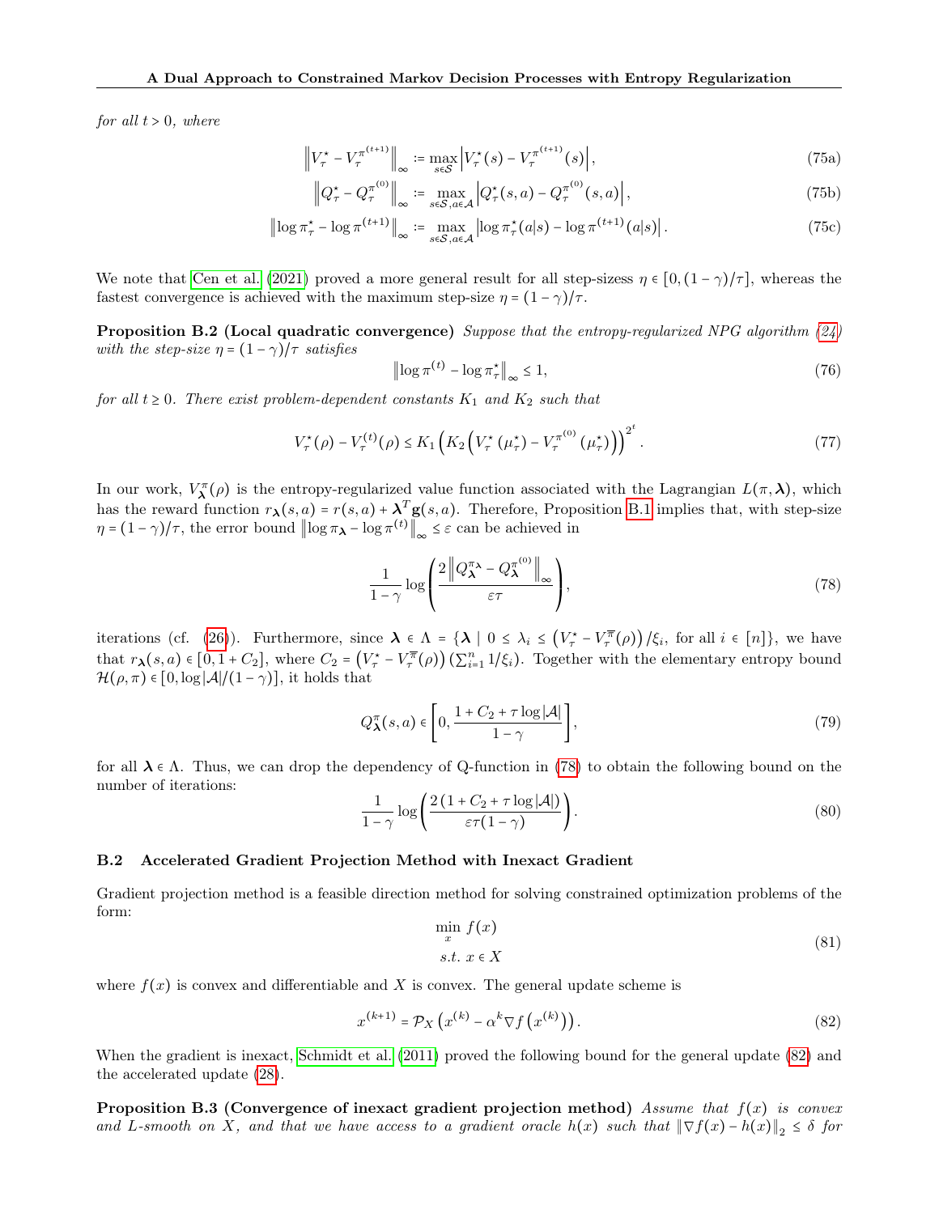*for all $t > 0$, where*

$$\left\| V_\tau^\star - V_\tau^{\pi^{(t+1)}} \right\|_\infty := \max_{s\in\mathcal{S}} \left| V_\tau^\star(s) - V_\tau^{\pi^{(t+1)}}(s) \right|, \tag{75a}$$

$$\left\| Q_\tau^\star - Q_\tau^{\pi^{(0)}} \right\|_\infty := \max_{s\in\mathcal{S}, a\in\mathcal{A}} \left| Q_\tau^\star(s,a) - Q_\tau^{\pi^{(0)}}(s,a) \right|, \tag{75b}$$

$$\left\| \log\pi_\tau^\star - \log\pi^{(t+1)} \right\|_\infty := \max_{s\in\mathcal{S}, a\in\mathcal{A}} \left| \log\pi_\tau^\star(a|s) - \log\pi^{(t+1)}(a|s) \right|. \tag{75c}$$

We note that Cen et al. (2021) proved a more general result for all step-sizess $\eta \in [0, (1-\gamma)/\tau]$, whereas the fastest convergence is achieved with the maximum step-size $\eta = (1-\gamma)/\tau$.

**Proposition B.2 (Local quadratic convergence)** *Suppose that the entropy-regularized NPG algorithm (24) with the step-size $\eta = (1-\gamma)/\tau$ satisfies*

$$\left\| \log\pi^{(t)} - \log\pi_\tau^\star \right\|_\infty \leq 1, \tag{76}$$

*for all $t \geq 0$. There exist problem-dependent constants $K_1$ and $K_2$ such that*

$$V_\tau^\star(\rho) - V_\tau^{(t)}(\rho) \leq K_1 \left( K_2 \left( V_\tau^\star(\mu_\tau^\star) - V_\tau^{\pi^{(0)}}(\mu_\tau^\star) \right) \right)^{2^t}. \tag{77}$$

In our work, $V_{\boldsymbol{\lambda}}^\pi(\rho)$ is the entropy-regularized value function associated with the Lagrangian $L(\pi, \boldsymbol{\lambda})$, which has the reward function $r_{\boldsymbol{\lambda}}(s,a) = r(s,a) + \boldsymbol{\lambda}^T \mathbf{g}(s,a)$. Therefore, Proposition B.1 implies that, with step-size $\eta = (1-\gamma)/\tau$, the error bound $\left\| \log\pi_{\boldsymbol{\lambda}} - \log\pi^{(t)} \right\|_\infty \leq \varepsilon$ can be achieved in

$$\frac{1}{1-\gamma} \log\left( \frac{2\left\| Q_{\boldsymbol{\lambda}}^{\pi_{\boldsymbol{\lambda}}} - Q_{\boldsymbol{\lambda}}^{\pi^{(0)}} \right\|_\infty}{\varepsilon\tau} \right), \tag{78}$$

iterations (cf. (26)). Furthermore, since $\boldsymbol{\lambda} \in \Lambda = \{\boldsymbol{\lambda} \mid 0 \leq \lambda_i \leq \left(V_\tau^\star - V_\tau^{\overline{\pi}}(\rho)\right)/\xi_i, \text{ for all } i \in [n]\}$, we have that $r_{\boldsymbol{\lambda}}(s,a) \in [0, 1 + C_2]$, where $C_2 = \left(V_\tau^\star - V_\tau^{\overline{\pi}}(\rho)\right)\left(\sum_{i=1}^n 1/\xi_i\right)$. Together with the elementary entropy bound $\mathcal{H}(\rho, \pi) \in [0, \log|\mathcal{A}|/(1-\gamma)]$, it holds that

$$Q_{\boldsymbol{\lambda}}^\pi(s,a) \in \left[0, \frac{1 + C_2 + \tau\log|\mathcal{A}|}{1-\gamma}\right], \tag{79}$$

for all $\boldsymbol{\lambda} \in \Lambda$. Thus, we can drop the dependency of Q-function in (78) to obtain the following bound on the number of iterations:

$$\frac{1}{1-\gamma} \log\left( \frac{2\left(1 + C_2 + \tau\log|\mathcal{A}|\right)}{\varepsilon\tau(1-\gamma)} \right). \tag{80}$$

### B.2 Accelerated Gradient Projection Method with Inexact Gradient

Gradient projection method is a feasible direction method for solving constrained optimization problems of the form:

$$\begin{aligned} &\min_x \; f(x) \\ &s.t. \; x \in X \end{aligned} \tag{81}$$

where $f(x)$ is convex and differentiable and $X$ is convex. The general update scheme is

$$x^{(k+1)} = \mathcal{P}_X\left(x^{(k)} - \alpha^k \nabla f\left(x^{(k)}\right)\right). \tag{82}$$

When the gradient is inexact, Schmidt et al. (2011) proved the following bound for the general update (82) and the accelerated update (28).

**Proposition B.3 (Convergence of inexact gradient projection method)** *Assume that $f(x)$ is convex and $L$-smooth on $X$, and that we have access to a gradient oracle $h(x)$ such that $\|\nabla f(x) - h(x)\|_2 \leq \delta$ for*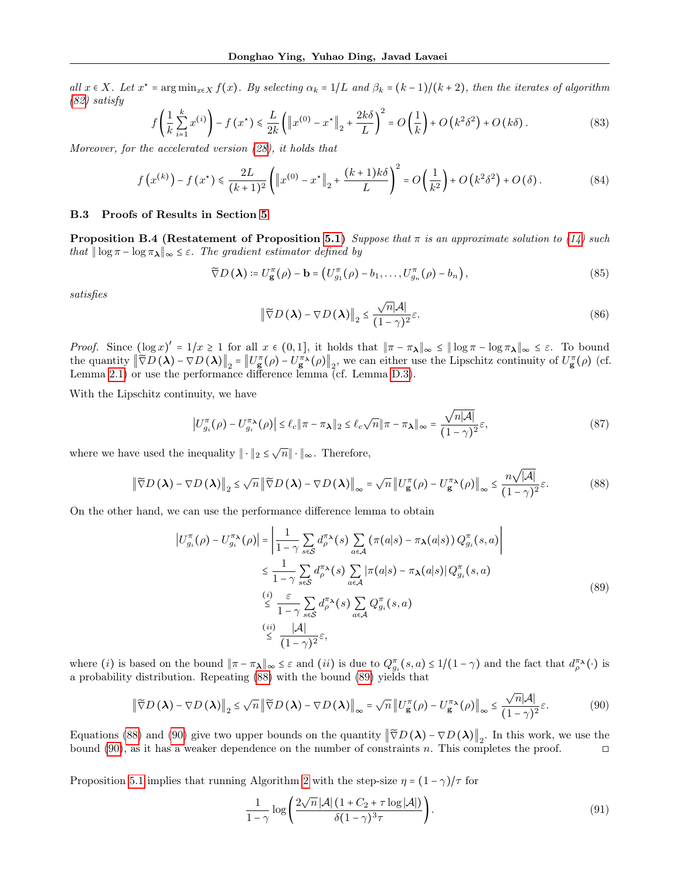all $x \in X$. Let $x^\star = \arg\min_{x\in X} f(x)$. By selecting $\alpha_k = 1/L$ and $\beta_k = (k-1)/(k+2)$, then the iterates of algorithm (82) satisfy

$$
f\left(\frac{1}{k}\sum_{i=1}^{k} x^{(i)}\right) - f\left(x^\star\right) \leqslant \frac{L}{2k}\left(\left\|x^{(0)} - x^\star\right\|_2 + \frac{2k\delta}{L}\right)^2 = O\left(\frac{1}{k}\right) + O\left(k^2\delta^2\right) + O\left(k\delta\right). \tag{83}
$$

*Moreover, for the accelerated version (28), it holds that*

$$
f\left(x^{(k)}\right) - f\left(x^\star\right) \leqslant \frac{2L}{(k+1)^2}\left(\left\|x^{(0)} - x^\star\right\|_2 + \frac{(k+1)k\delta}{L}\right)^2 = O\left(\frac{1}{k^2}\right) + O\left(k^2\delta^2\right) + O\left(\delta\right). \tag{84}
$$

### B.3 Proofs of Results in Section 5

**Proposition B.4 (Restatement of Proposition 5.1)** *Suppose that $\pi$ is an approximate solution to (14) such that $\|\log\pi - \log\pi_{\boldsymbol{\lambda}}\|_\infty \le \varepsilon$. The gradient estimator defined by*

$$
\widetilde{\nabla} D\left(\boldsymbol{\lambda}\right) \coloneqq U^{\pi}_{\mathbf{g}}(\rho) - \mathbf{b} = \left(U^{\pi}_{g_1}(\rho) - b_1, \ldots, U^{\pi}_{g_n}(\rho) - b_n\right), \tag{85}
$$

*satisfies*

$$
\left\|\widetilde{\nabla} D\left(\boldsymbol{\lambda}\right) - \nabla D\left(\boldsymbol{\lambda}\right)\right\|_2 \le \frac{\sqrt{n}|\mathcal{A}|}{(1-\gamma)^2}\varepsilon. \tag{86}
$$

*Proof.* Since $(\log x)' = 1/x \ge 1$ for all $x \in (0,1]$, it holds that $\|\pi - \pi_{\boldsymbol{\lambda}}\|_\infty \le \|\log\pi - \log\pi_{\boldsymbol{\lambda}}\|_\infty \le \varepsilon$. To bound the quantity $\left\|\widetilde{\nabla} D\left(\boldsymbol{\lambda}\right) - \nabla D\left(\boldsymbol{\lambda}\right)\right\|_2 = \left\|U^{\pi}_{\mathbf{g}}(\rho) - U^{\pi_{\boldsymbol{\lambda}}}_{\mathbf{g}}(\rho)\right\|_2$, we can either use the Lipschitz continuity of $U^{\pi}_{\mathbf{g}}(\rho)$ (cf. Lemma 2.1) or use the performance difference lemma (cf. Lemma D.3).

With the Lipschitz continuity, we have

$$
\left|U^{\pi}_{g_i}(\rho) - U^{\pi_{\boldsymbol{\lambda}}}_{g_i}(\rho)\right| \le \ell_c\|\pi - \pi_{\boldsymbol{\lambda}}\|_2 \le \ell_c\sqrt{n}\|\pi - \pi_{\boldsymbol{\lambda}}\|_\infty = \frac{\sqrt{n|\mathcal{A}|}}{(1-\gamma)^2}\varepsilon, \tag{87}
$$

where we have used the inequality $\|\cdot\|_2 \le \sqrt{n}\|\cdot\|_\infty$. Therefore,

$$
\left\|\widetilde{\nabla} D\left(\boldsymbol{\lambda}\right) - \nabla D\left(\boldsymbol{\lambda}\right)\right\|_2 \le \sqrt{n}\left\|\widetilde{\nabla} D\left(\boldsymbol{\lambda}\right) - \nabla D\left(\boldsymbol{\lambda}\right)\right\|_\infty = \sqrt{n}\left\|U^{\pi}_{\mathbf{g}}(\rho) - U^{\pi_{\boldsymbol{\lambda}}}_{\mathbf{g}}(\rho)\right\|_\infty \le \frac{n\sqrt{|\mathcal{A}|}}{(1-\gamma)^2}\varepsilon. \tag{88}
$$

On the other hand, we can use the performance difference lemma to obtain

$$
\begin{aligned}
\left|U^{\pi}_{g_i}(\rho) - U^{\pi_{\boldsymbol{\lambda}}}_{g_i}(\rho)\right| &= \left|\frac{1}{1-\gamma}\sum_{s\in\mathcal{S}} d^{\pi_{\boldsymbol{\lambda}}}_\rho(s)\sum_{a\in\mathcal{A}}\left(\pi(a|s) - \pi_{\boldsymbol{\lambda}}(a|s)\right)Q^{\pi}_{g_i}(s,a)\right| \\
&\le \frac{1}{1-\gamma}\sum_{s\in\mathcal{S}} d^{\pi_{\boldsymbol{\lambda}}}_\rho(s)\sum_{a\in\mathcal{A}}\left|\pi(a|s) - \pi_{\boldsymbol{\lambda}}(a|s)\right|Q^{\pi}_{g_i}(s,a) \\
&\overset{(i)}{\le} \frac{\varepsilon}{1-\gamma}\sum_{s\in\mathcal{S}} d^{\pi_{\boldsymbol{\lambda}}}_\rho(s)\sum_{a\in\mathcal{A}} Q^{\pi}_{g_i}(s,a) \\
&\overset{(ii)}{\le} \frac{|\mathcal{A}|}{(1-\gamma)^2}\varepsilon,
\end{aligned} \tag{89}
$$

where $(i)$ is based on the bound $\|\pi - \pi_{\boldsymbol{\lambda}}\|_\infty \le \varepsilon$ and $(ii)$ is due to $Q^{\pi}_{g_i}(s,a) \le 1/(1-\gamma)$ and the fact that $d^{\pi_{\boldsymbol{\lambda}}}_\rho(\cdot)$ is a probability distribution. Repeating (88) with the bound (89) yields that

$$
\left\|\widetilde{\nabla} D\left(\boldsymbol{\lambda}\right) - \nabla D\left(\boldsymbol{\lambda}\right)\right\|_2 \le \sqrt{n}\left\|\widetilde{\nabla} D\left(\boldsymbol{\lambda}\right) - \nabla D\left(\boldsymbol{\lambda}\right)\right\|_\infty = \sqrt{n}\left\|U^{\pi}_{\mathbf{g}}(\rho) - U^{\pi_{\boldsymbol{\lambda}}}_{\mathbf{g}}(\rho)\right\|_\infty \le \frac{\sqrt{n}|\mathcal{A}|}{(1-\gamma)^2}\varepsilon. \tag{90}
$$

Equations (88) and (90) give two upper bounds on the quantity $\left\|\widetilde{\nabla} D\left(\boldsymbol{\lambda}\right) - \nabla D\left(\boldsymbol{\lambda}\right)\right\|_2$. In this work, we use the bound (90), as it has a weaker dependence on the number of constraints $n$. This completes the proof. $\square$

Proposition 5.1 implies that running Algorithm 2 with the step-size $\eta = (1-\gamma)/\tau$ for

$$
\frac{1}{1-\gamma}\log\left(\frac{2\sqrt{n}\,|\mathcal{A}|\left(1 + C_2 + \tau\log|\mathcal{A}|\right)}{\delta(1-\gamma)^3\tau}\right). \tag{91}
$$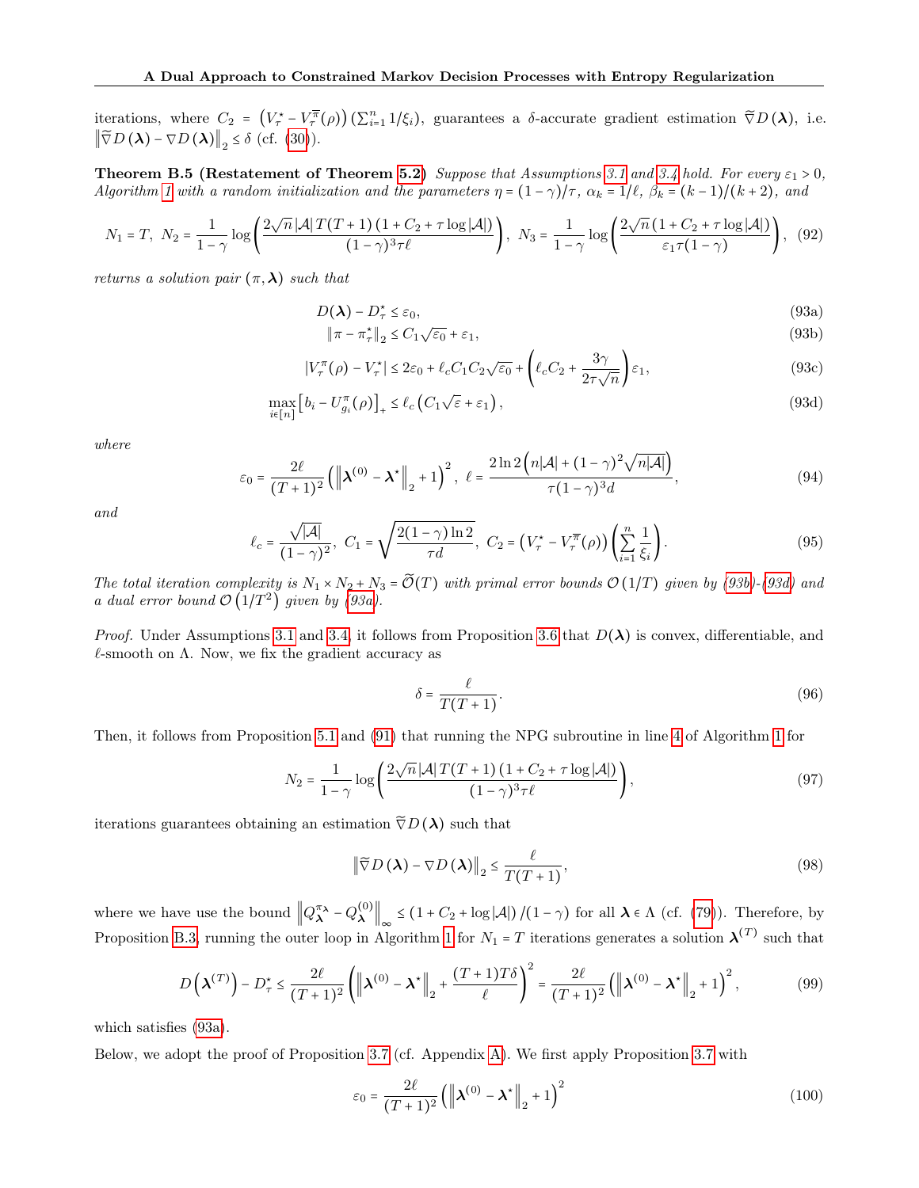iterations, where $C_2 = \left(V_\tau^\star - V_\tau^{\overline{\pi}}(\rho)\right)\left(\sum_{i=1}^n 1/\xi_i\right)$, guarantees a $\delta$-accurate gradient estimation $\widetilde{\nabla} D(\boldsymbol{\lambda})$, i.e. $\left\|\widetilde{\nabla} D(\boldsymbol{\lambda}) - \nabla D(\boldsymbol{\lambda})\right\|_2 \le \delta$ (cf. (30)).

**Theorem B.5 (Restatement of Theorem 5.2)** *Suppose that Assumptions 3.1 and 3.4 hold. For every $\varepsilon_1 > 0$, Algorithm 1 with a random initialization and the parameters $\eta = (1-\gamma)/\tau$, $\alpha_k = 1/\ell$, $\beta_k = (k-1)/(k+2)$, and*

$$N_1 = T,\ N_2 = \frac{1}{1-\gamma}\log\left(\frac{2\sqrt{n}\,|\mathcal{A}|\,T(T+1)\left(1+C_2+\tau\log|\mathcal{A}|\right)}{(1-\gamma)^3\tau\ell}\right),\ N_3 = \frac{1}{1-\gamma}\log\left(\frac{2\sqrt{n}\left(1+C_2+\tau\log|\mathcal{A}|\right)}{\varepsilon_1\tau(1-\gamma)}\right), \quad (92)$$

*returns a solution pair $(\pi, \boldsymbol{\lambda})$ such that*

$$D(\boldsymbol{\lambda}) - D_\tau^\star \le \varepsilon_0, \quad (93a)$$

$$\|\pi - \pi_\tau^\star\|_2 \le C_1\sqrt{\varepsilon_0} + \varepsilon_1, \quad (93b)$$

$$|V_\tau^\pi(\rho) - V_\tau^\star| \le 2\varepsilon_0 + \ell_c C_1 C_2\sqrt{\varepsilon_0} + \left(\ell_c C_2 + \frac{3\gamma}{2\tau\sqrt{n}}\right)\varepsilon_1, \quad (93c)$$

$$\max_{i\in[n]}\left[b_i - U_{g_i}^\pi(\rho)\right]_+ \le \ell_c\left(C_1\sqrt{\varepsilon} + \varepsilon_1\right), \quad (93d)$$

*where*

$$\varepsilon_0 = \frac{2\ell}{(T+1)^2}\left(\left\|\boldsymbol{\lambda}^{(0)} - \boldsymbol{\lambda}^\star\right\|_2 + 1\right)^2,\ \ell = \frac{2\ln 2\left(n|\mathcal{A}| + (1-\gamma)^2\sqrt{n|\mathcal{A}|}\right)}{\tau(1-\gamma)^3 d}, \quad (94)$$

*and*

$$\ell_c = \frac{\sqrt{|\mathcal{A}|}}{(1-\gamma)^2},\ C_1 = \sqrt{\frac{2(1-\gamma)\ln 2}{\tau d}},\ C_2 = \left(V_\tau^\star - V_\tau^{\overline{\pi}}(\rho)\right)\left(\sum_{i=1}^n \frac{1}{\xi_i}\right). \quad (95)$$

*The total iteration complexity is $N_1 \times N_2 + N_3 = \widetilde{\mathcal{O}}(T)$ with primal error bounds $\mathcal{O}(1/T)$ given by (93b)-(93d) and a dual error bound $\mathcal{O}\left(1/T^2\right)$ given by (93a).*

*Proof.* Under Assumptions 3.1 and 3.4, it follows from Proposition 3.6 that $D(\boldsymbol{\lambda})$ is convex, differentiable, and $\ell$-smooth on $\Lambda$. Now, we fix the gradient accuracy as

$$\delta = \frac{\ell}{T(T+1)}. \quad (96)$$

Then, it follows from Proposition 5.1 and (91) that running the NPG subroutine in line 4 of Algorithm 1 for

$$N_2 = \frac{1}{1-\gamma}\log\left(\frac{2\sqrt{n}\,|\mathcal{A}|\,T(T+1)\left(1+C_2+\tau\log|\mathcal{A}|\right)}{(1-\gamma)^3\tau\ell}\right), \quad (97)$$

iterations guarantees obtaining an estimation $\widetilde{\nabla} D(\boldsymbol{\lambda})$ such that

$$\left\|\widetilde{\nabla} D(\boldsymbol{\lambda}) - \nabla D(\boldsymbol{\lambda})\right\|_2 \le \frac{\ell}{T(T+1)}, \quad (98)$$

where we have use the bound $\left\|Q_{\boldsymbol{\lambda}}^{\pi_{\boldsymbol{\lambda}}} - Q_{\boldsymbol{\lambda}}^{(0)}\right\|_\infty \le \left(1 + C_2 + \log|\mathcal{A}|\right)/(1-\gamma)$ for all $\boldsymbol{\lambda} \in \Lambda$ (cf. (79)). Therefore, by Proposition B.3, running the outer loop in Algorithm 1 for $N_1 = T$ iterations generates a solution $\boldsymbol{\lambda}^{(T)}$ such that

$$D\left(\boldsymbol{\lambda}^{(T)}\right) - D_\tau^\star \le \frac{2\ell}{(T+1)^2}\left(\left\|\boldsymbol{\lambda}^{(0)} - \boldsymbol{\lambda}^\star\right\|_2 + \frac{(T+1)T\delta}{\ell}\right)^2 = \frac{2\ell}{(T+1)^2}\left(\left\|\boldsymbol{\lambda}^{(0)} - \boldsymbol{\lambda}^\star\right\|_2 + 1\right)^2, \quad (99)$$

which satisfies (93a).

Below, we adopt the proof of Proposition 3.7 (cf. Appendix A). We first apply Proposition 3.7 with

$$\varepsilon_0 = \frac{2\ell}{(T+1)^2}\left(\left\|\boldsymbol{\lambda}^{(0)} - \boldsymbol{\lambda}^\star\right\|_2 + 1\right)^2 \quad (100)$$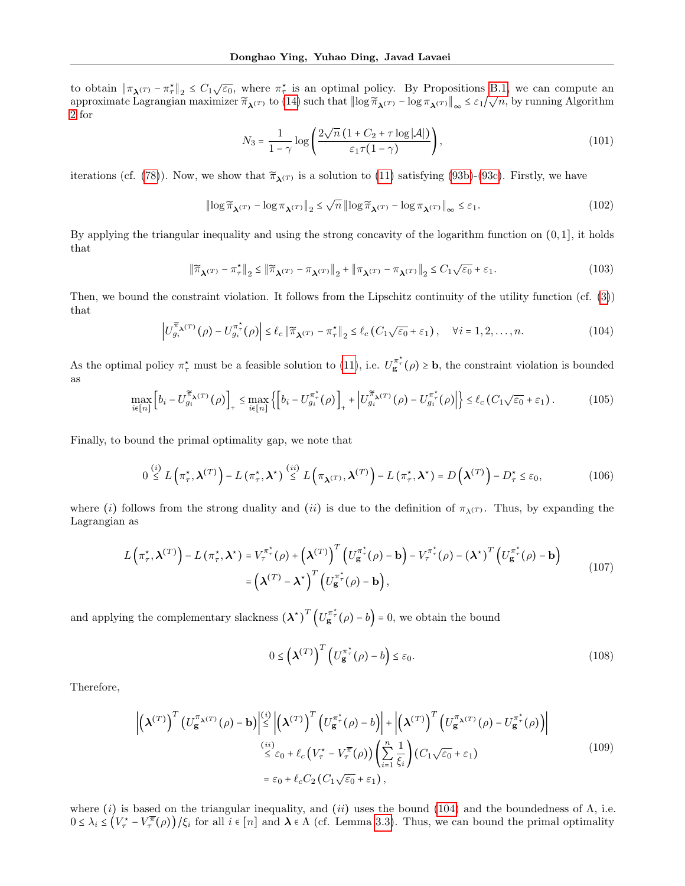to obtain $\|\pi_{\boldsymbol{\lambda}^{(T)}} - \pi_\tau^\star\|_2 \le C_1\sqrt{\varepsilon_0}$, where $\pi_\tau^\star$ is an optimal policy. By Propositions B.1, we can compute an approximate Lagrangian maximizer $\widetilde{\pi}_{\boldsymbol{\lambda}^{(T)}}$ to (14) such that $\|\log \widetilde{\pi}_{\boldsymbol{\lambda}^{(T)}} - \log \pi_{\boldsymbol{\lambda}^{(T)}}\|_\infty \le \varepsilon_1/\sqrt{n}$, by running Algorithm 2 for

$$N_3 = \frac{1}{1-\gamma}\log\left(\frac{2\sqrt{n}\left(1 + C_2 + \tau\log|\mathcal{A}|\right)}{\varepsilon_1\tau(1-\gamma)}\right), \tag{101}$$

iterations (cf. (78)). Now, we show that $\widetilde{\pi}_{\boldsymbol{\lambda}^{(T)}}$ is a solution to (11) satisfying (93b)-(93c). Firstly, we have

$$\|\log \widetilde{\pi}_{\boldsymbol{\lambda}^{(T)}} - \log \pi_{\boldsymbol{\lambda}^{(T)}}\|_2 \le \sqrt{n}\,\|\log \widetilde{\pi}_{\boldsymbol{\lambda}^{(T)}} - \log \pi_{\boldsymbol{\lambda}^{(T)}}\|_\infty \le \varepsilon_1. \tag{102}$$

By applying the triangular inequality and using the strong concavity of the logarithm function on $(0,1]$, it holds that

$$\|\widetilde{\pi}_{\boldsymbol{\lambda}^{(T)}} - \pi_\tau^\star\|_2 \le \|\widetilde{\pi}_{\boldsymbol{\lambda}^{(T)}} - \pi_{\boldsymbol{\lambda}^{(T)}}\|_2 + \|\pi_{\boldsymbol{\lambda}^{(T)}} - \pi_{\boldsymbol{\lambda}^{(T)}}\|_2 \le C_1\sqrt{\varepsilon_0} + \varepsilon_1. \tag{103}$$

Then, we bound the constraint violation. It follows from the Lipschitz continuity of the utility function (cf. (3)) that

$$\left|U_{g_i}^{\widetilde{\pi}_{\boldsymbol{\lambda}^{(T)}}}(\rho) - U_{g_i}^{\pi_\tau^\star}(\rho)\right| \le \ell_c\,\|\widetilde{\pi}_{\boldsymbol{\lambda}^{(T)}} - \pi_\tau^\star\|_2 \le \ell_c\left(C_1\sqrt{\varepsilon_0} + \varepsilon_1\right), \quad \forall i = 1, 2, \ldots, n. \tag{104}$$

As the optimal policy $\pi_\tau^\star$ must be a feasible solution to (11), i.e. $U_{\mathbf{g}}^{\pi_\tau^\star}(\rho) \ge \mathbf{b}$, the constraint violation is bounded as

$$\max_{i\in[n]}\left[b_i - U_{g_i}^{\widetilde{\pi}_{\boldsymbol{\lambda}^{(T)}}}(\rho)\right]_+ \le \max_{i\in[n]}\left\{\left[b_i - U_{g_i}^{\pi_\tau^\star}(\rho)\right]_+ + \left|U_{g_i}^{\widetilde{\pi}_{\boldsymbol{\lambda}^{(T)}}}(\rho) - U_{g_i}^{\pi_\tau^\star}(\rho)\right|\right\} \le \ell_c\left(C_1\sqrt{\varepsilon_0} + \varepsilon_1\right). \tag{105}$$

Finally, to bound the primal optimality gap, we note that

$$0 \overset{(i)}{\le} L\left(\pi_\tau^\star, \boldsymbol{\lambda}^{(T)}\right) - L\left(\pi_\tau^\star, \boldsymbol{\lambda}^\star\right) \overset{(ii)}{\le} L\left(\pi_{\boldsymbol{\lambda}^{(T)}}, \boldsymbol{\lambda}^{(T)}\right) - L\left(\pi_\tau^\star, \boldsymbol{\lambda}^\star\right) = D\left(\boldsymbol{\lambda}^{(T)}\right) - D_\tau^\star \le \varepsilon_0, \tag{106}$$

where $(i)$ follows from the strong duality and $(ii)$ is due to the definition of $\pi_{\lambda^{(T)}}$. Thus, by expanding the Lagrangian as

$$\begin{aligned}L\left(\pi_\tau^\star, \boldsymbol{\lambda}^{(T)}\right) - L\left(\pi_\tau^\star, \boldsymbol{\lambda}^\star\right) &= V_\tau^{\pi_\tau^\star}(\rho) + \left(\boldsymbol{\lambda}^{(T)}\right)^T\left(U_{\mathbf{g}}^{\pi_\tau^\star}(\rho) - \mathbf{b}\right) - V_\tau^{\pi_\tau^\star}(\rho) - \left(\boldsymbol{\lambda}^\star\right)^T\left(U_{\mathbf{g}}^{\pi_\tau^\star}(\rho) - \mathbf{b}\right)\\ &= \left(\boldsymbol{\lambda}^{(T)} - \boldsymbol{\lambda}^\star\right)^T\left(U_{\mathbf{g}}^{\pi_\tau^\star}(\rho) - \mathbf{b}\right),\end{aligned} \tag{107}$$

and applying the complementary slackness $\left(\boldsymbol{\lambda}^\star\right)^T\left(U_{\mathbf{g}}^{\pi_\tau^\star}(\rho) - b\right) = 0$, we obtain the bound

$$0 \le \left(\boldsymbol{\lambda}^{(T)}\right)^T\left(U_{\mathbf{g}}^{\pi_\tau^\star}(\rho) - b\right) \le \varepsilon_0. \tag{108}$$

Therefore,

$$\begin{aligned}\left|\left(\boldsymbol{\lambda}^{(T)}\right)^T\left(U_{\mathbf{g}}^{\pi_{\boldsymbol{\lambda}^{(T)}}}(\rho) - \mathbf{b}\right)\right| &\overset{(i)}{\le} \left|\left(\boldsymbol{\lambda}^{(T)}\right)^T\left(U_{\mathbf{g}}^{\pi_\tau^\star}(\rho) - b\right)\right| + \left|\left(\boldsymbol{\lambda}^{(T)}\right)^T\left(U_{\mathbf{g}}^{\pi_{\boldsymbol{\lambda}^{(T)}}}(\rho) - U_{\mathbf{g}}^{\pi_\tau^\star}(\rho)\right)\right|\\ &\overset{(ii)}{\le} \varepsilon_0 + \ell_c\left(V_\tau^\star - V_\tau^{\overline{\pi}}(\rho)\right)\left(\sum_{i=1}^n\frac{1}{\xi_i}\right)\left(C_1\sqrt{\varepsilon_0} + \varepsilon_1\right)\\ &= \varepsilon_0 + \ell_c C_2\left(C_1\sqrt{\varepsilon_0} + \varepsilon_1\right),\end{aligned} \tag{109}$$

where $(i)$ is based on the triangular inequality, and $(ii)$ uses the bound (104) and the boundedness of $\Lambda$, i.e. $0 \le \lambda_i \le \left(V_\tau^\star - V_\tau^{\overline{\pi}}(\rho)\right)/\xi_i$ for all $i \in [n]$ and $\boldsymbol{\lambda} \in \Lambda$ (cf. Lemma 3.3). Thus, we can bound the primal optimality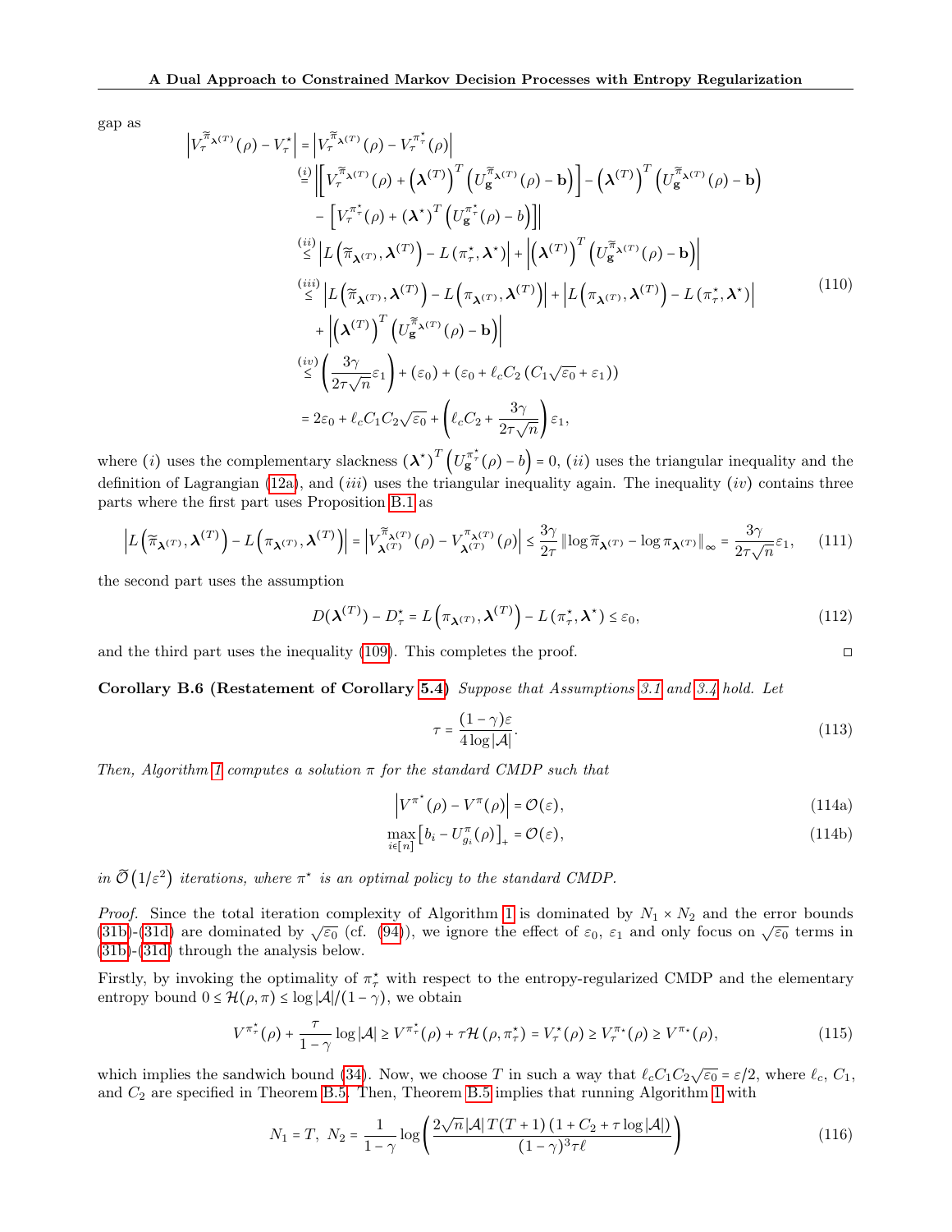gap as

$$
\begin{aligned}
\left|V_\tau^{\widetilde{\pi}_{\boldsymbol{\lambda}^{(T)}}}(\rho) - V_\tau^\star\right| &= \left|V_\tau^{\widetilde{\pi}_{\boldsymbol{\lambda}^{(T)}}}(\rho) - V_\tau^{\pi_\tau^\star}(\rho)\right| \\
&\overset{(i)}{=} \left|\left[V_\tau^{\widetilde{\pi}_{\boldsymbol{\lambda}^{(T)}}}(\rho) + \left(\boldsymbol{\lambda}^{(T)}\right)^T \left(U_{\mathbf{g}}^{\widetilde{\pi}_{\boldsymbol{\lambda}^{(T)}}}(\rho) - \mathbf{b}\right)\right] - \left(\boldsymbol{\lambda}^{(T)}\right)^T \left(U_{\mathbf{g}}^{\widetilde{\pi}_{\boldsymbol{\lambda}^{(T)}}}(\rho) - \mathbf{b}\right)\right. \\
&\quad \left. - \left[V_\tau^{\pi_\tau^\star}(\rho) + (\boldsymbol{\lambda}^\star)^T \left(U_{\mathbf{g}}^{\pi_\tau^\star}(\rho) - b\right)\right]\right| \\
&\overset{(ii)}{\le} \left|L\left(\widetilde{\pi}_{\boldsymbol{\lambda}^{(T)}}, \boldsymbol{\lambda}^{(T)}\right) - L\left(\pi_\tau^\star, \boldsymbol{\lambda}^\star\right)\right| + \left|\left(\boldsymbol{\lambda}^{(T)}\right)^T \left(U_{\mathbf{g}}^{\widetilde{\pi}_{\boldsymbol{\lambda}^{(T)}}}(\rho) - \mathbf{b}\right)\right| \\
&\overset{(iii)}{\le} \left|L\left(\widetilde{\pi}_{\boldsymbol{\lambda}^{(T)}}, \boldsymbol{\lambda}^{(T)}\right) - L\left(\pi_{\boldsymbol{\lambda}^{(T)}}, \boldsymbol{\lambda}^{(T)}\right)\right| + \left|L\left(\pi_{\boldsymbol{\lambda}^{(T)}}, \boldsymbol{\lambda}^{(T)}\right) - L\left(\pi_\tau^\star, \boldsymbol{\lambda}^\star\right)\right| \\
&\quad + \left|\left(\boldsymbol{\lambda}^{(T)}\right)^T \left(U_{\mathbf{g}}^{\widetilde{\pi}_{\boldsymbol{\lambda}^{(T)}}}(\rho) - \mathbf{b}\right)\right| \\
&\overset{(iv)}{\le} \left(\frac{3\gamma}{2\tau\sqrt{n}}\varepsilon_1\right) + (\varepsilon_0) + \left(\varepsilon_0 + \ell_c C_2 \left(C_1\sqrt{\varepsilon_0} + \varepsilon_1\right)\right) \\
&= 2\varepsilon_0 + \ell_c C_1 C_2 \sqrt{\varepsilon_0} + \left(\ell_c C_2 + \frac{3\gamma}{2\tau\sqrt{n}}\right)\varepsilon_1,
\end{aligned}
\tag{110}
$$

where $(i)$ uses the complementary slackness $(\boldsymbol{\lambda}^\star)^T \left(U_{\mathbf{g}}^{\pi_\tau^\star}(\rho) - b\right) = 0$, $(ii)$ uses the triangular inequality and the definition of Lagrangian (12a), and $(iii)$ uses the triangular inequality again. The inequality $(iv)$ contains three parts where the first part uses Proposition B.1 as

$$
\left|L\left(\widetilde{\pi}_{\boldsymbol{\lambda}^{(T)}}, \boldsymbol{\lambda}^{(T)}\right) - L\left(\pi_{\boldsymbol{\lambda}^{(T)}}, \boldsymbol{\lambda}^{(T)}\right)\right| = \left|V_{\boldsymbol{\lambda}^{(T)}}^{\widetilde{\pi}_{\boldsymbol{\lambda}^{(T)}}}(\rho) - V_{\boldsymbol{\lambda}^{(T)}}^{\pi_{\boldsymbol{\lambda}^{(T)}}}(\rho)\right| \le \frac{3\gamma}{2\tau}\left\|\log\widetilde{\pi}_{\boldsymbol{\lambda}^{(T)}} - \log\pi_{\boldsymbol{\lambda}^{(T)}}\right\|_\infty = \frac{3\gamma}{2\tau\sqrt{n}}\varepsilon_1, \tag{111}
$$

the second part uses the assumption

$$
D(\boldsymbol{\lambda}^{(T)}) - D_\tau^\star = L\left(\pi_{\boldsymbol{\lambda}^{(T)}}, \boldsymbol{\lambda}^{(T)}\right) - L\left(\pi_\tau^\star, \boldsymbol{\lambda}^\star\right) \le \varepsilon_0, \tag{112}
$$

and the third part uses the inequality (109). This completes the proof. □

**Corollary B.6 (Restatement of Corollary 5.4)** *Suppose that Assumptions 3.1 and 3.4 hold. Let*

$$
\tau = \frac{(1-\gamma)\varepsilon}{4\log|\mathcal{A}|}. \tag{113}
$$

*Then, Algorithm 1 computes a solution $\pi$ for the standard CMDP such that*

$$
\left|V^{\pi^\star}(\rho) - V^\pi(\rho)\right| = \mathcal{O}(\varepsilon), \tag{114a}
$$

$$
\max_{i\in[n]}\left[b_i - U_{g_i}^\pi(\rho)\right]_+ = \mathcal{O}(\varepsilon), \tag{114b}
$$

*in $\widetilde{\mathcal{O}}\left(1/\varepsilon^2\right)$ iterations, where $\pi^\star$ is an optimal policy to the standard CMDP.*

*Proof.* Since the total iteration complexity of Algorithm 1 is dominated by $N_1 \times N_2$ and the error bounds (31b)-(31d) are dominated by $\sqrt{\varepsilon_0}$ (cf. (94)), we ignore the effect of $\varepsilon_0$, $\varepsilon_1$ and only focus on $\sqrt{\varepsilon_0}$ terms in (31b)-(31d) through the analysis below.

Firstly, by invoking the optimality of $\pi_\tau^\star$ with respect to the entropy-regularized CMDP and the elementary entropy bound $0 \le \mathcal{H}(\rho,\pi) \le \log|\mathcal{A}|/(1-\gamma)$, we obtain

$$
V^{\pi_\tau^\star}(\rho) + \frac{\tau}{1-\gamma}\log|\mathcal{A}| \ge V^{\pi_\tau^\star}(\rho) + \tau\mathcal{H}\left(\rho,\pi_\tau^\star\right) = V_\tau^\star(\rho) \ge V_\tau^{\pi^\star}(\rho) \ge V^{\pi^\star}(\rho), \tag{115}
$$

which implies the sandwich bound (34). Now, we choose $T$ in such a way that $\ell_c C_1 C_2 \sqrt{\varepsilon_0} = \varepsilon/2$, where $\ell_c$, $C_1$, and $C_2$ are specified in Theorem B.5. Then, Theorem B.5 implies that running Algorithm 1 with

$$
N_1 = T,\ N_2 = \frac{1}{1-\gamma}\log\left(\frac{2\sqrt{n}|\mathcal{A}|\,T(T+1)\left(1 + C_2 + \tau\log|\mathcal{A}|\right)}{(1-\gamma)^3\tau\ell}\right) \tag{116}
$$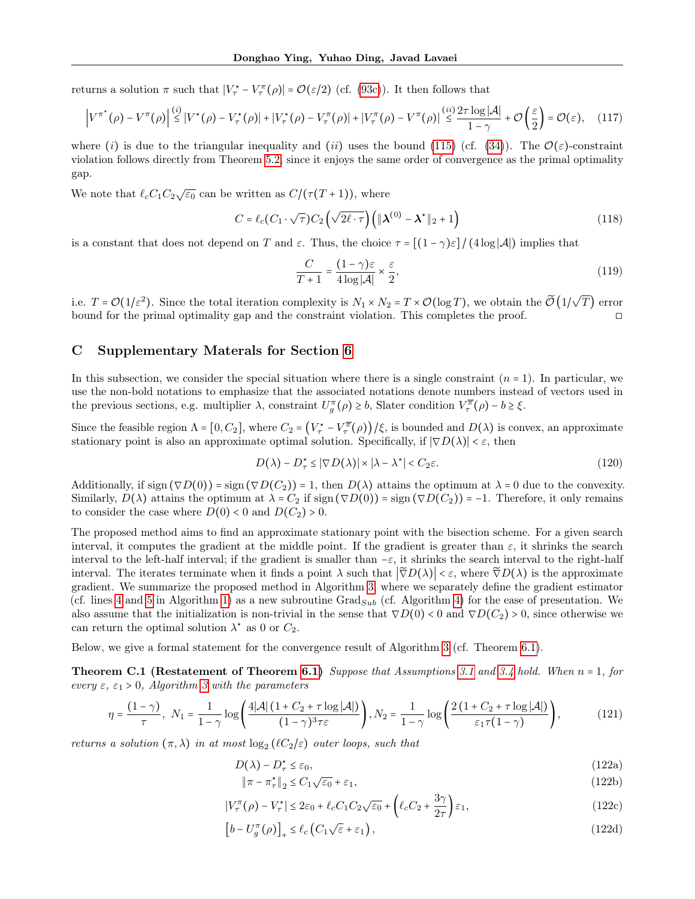returns a solution $\pi$ such that $|V_\tau^\star - V_\tau^\pi(\rho)| = \mathcal{O}(\varepsilon/2)$ (cf. (93c)). It then follows that

$$\left|V^{\pi^\star}(\rho) - V^\pi(\rho)\right| \overset{(i)}{\leq} |V^\star(\rho) - V_\tau^\star(\rho)| + |V_\tau^\star(\rho) - V_\tau^\pi(\rho)| + |V_\tau^\pi(\rho) - V^\pi(\rho)| \overset{(ii)}{\leq} \frac{2\tau\log|\mathcal{A}|}{1-\gamma} + \mathcal{O}\left(\frac{\varepsilon}{2}\right) = \mathcal{O}(\varepsilon), \quad (117)$$

where $(i)$ is due to the triangular inequality and $(ii)$ uses the bound (115) (cf. (34)). The $\mathcal{O}(\varepsilon)$-constraint violation follows directly from Theorem 5.2, since it enjoys the same order of convergence as the primal optimality gap.

We note that $\ell_c C_1 C_2 \sqrt{\varepsilon_0}$ can be written as $C/(\tau(T+1))$, where

$$C = \ell_c (C_1 \cdot \sqrt{\tau}) C_2 \left(\sqrt{2\ell \cdot \tau}\right)\left(\|\boldsymbol{\lambda}^{(0)} - \boldsymbol{\lambda}^\star\|_2 + 1\right) \quad (118)$$

is a constant that does not depend on $T$ and $\varepsilon$. Thus, the choice $\tau = [(1-\gamma)\varepsilon] / (4\log|\mathcal{A}|)$ implies that

$$\frac{C}{T+1} = \frac{(1-\gamma)\varepsilon}{4\log|\mathcal{A}|} \times \frac{\varepsilon}{2}, \quad (119)$$

i.e. $T = \mathcal{O}(1/\varepsilon^2)$. Since the total iteration complexity is $N_1 \times N_2 = T \times \mathcal{O}(\log T)$, we obtain the $\widetilde{\mathcal{O}}\left(1/\sqrt{T}\right)$ error bound for the primal optimality gap and the constraint violation. This completes the proof. □

## C Supplementary Materials for Section 6

In this subsection, we consider the special situation where there is a single constraint ($n = 1$). In particular, we use the non-bold notations to emphasize that the associated notations denote numbers instead of vectors used in the previous sections, e.g. multiplier $\lambda$, constraint $U_g^\pi(\rho) \geq b$, Slater condition $V_\tau^{\overline{\pi}}(\rho) - b \geq \xi$.

Since the feasible region $\Lambda = [0, C_2]$, where $C_2 = \left(V_\tau^\star - V_\tau^{\overline{\pi}}(\rho)\right)/\xi$, is bounded and $D(\lambda)$ is convex, an approximate stationary point is also an approximate optimal solution. Specifically, if $|\nabla D(\lambda)| < \varepsilon$, then

$$D(\lambda) - D_\tau^\star \leq |\nabla D(\lambda)| \times |\lambda - \lambda^\star| < C_2\varepsilon. \quad (120)$$

Additionally, if $\operatorname{sign}(\nabla D(0)) = \operatorname{sign}(\nabla D(C_2)) = 1$, then $D(\lambda)$ attains the optimum at $\lambda = 0$ due to the convexity. Similarly, $D(\lambda)$ attains the optimum at $\lambda = C_2$ if $\operatorname{sign}(\nabla D(0)) = \operatorname{sign}(\nabla D(C_2)) = -1$. Therefore, it only remains to consider the case where $D(0) < 0$ and $D(C_2) > 0$.

The proposed method aims to find an approximate stationary point with the bisection scheme. For a given search interval, it computes the gradient at the middle point. If the gradient is greater than $\varepsilon$, it shrinks the search interval to the left-half interval; if the gradient is smaller than $-\varepsilon$, it shrinks the search interval to the right-half interval. The iterates terminate when it finds a point $\lambda$ such that $\left|\widetilde{\nabla} D(\lambda)\right| < \varepsilon$, where $\widetilde{\nabla} D(\lambda)$ is the approximate gradient. We summarize the proposed method in Algorithm 3, where we separately define the gradient estimator (cf. lines 4 and 5 in Algorithm 1) as a new subroutine $\text{Grad}_{Sub}$ (cf. Algorithm 4) for the ease of presentation. We also assume that the initialization is non-trivial in the sense that $\nabla D(0) < 0$ and $\nabla D(C_2) > 0$, since otherwise we can return the optimal solution $\lambda^\star$ as 0 or $C_2$.

Below, we give a formal statement for the convergence result of Algorithm 3 (cf. Theorem 6.1).

**Theorem C.1 (Restatement of Theorem 6.1)** *Suppose that Assumptions 3.1 and 3.4 hold. When $n = 1$, for every $\varepsilon$, $\varepsilon_1 > 0$, Algorithm 3 with the parameters*

$$\eta = \frac{(1-\gamma)}{\tau}, \; N_1 = \frac{1}{1-\gamma}\log\left(\frac{4|\mathcal{A}|\left(1 + C_2 + \tau\log|\mathcal{A}|\right)}{(1-\gamma)^3\tau\varepsilon}\right), N_2 = \frac{1}{1-\gamma}\log\left(\frac{2\left(1 + C_2 + \tau\log|\mathcal{A}|\right)}{\varepsilon_1\tau(1-\gamma)}\right), \quad (121)$$

*returns a solution $(\pi, \lambda)$ in at most $\log_2(\ell C_2/\varepsilon)$ outer loops, such that*

$$D(\lambda) - D_\tau^\star \leq \varepsilon_0, \quad (122a)$$

$$\|\pi - \pi_\tau^\star\|_2 \leq C_1\sqrt{\varepsilon_0} + \varepsilon_1, \quad (122b)$$

$$|V_\tau^\pi(\rho) - V_\tau^\star| \leq 2\varepsilon_0 + \ell_c C_1 C_2 \sqrt{\varepsilon_0} + \left(\ell_c C_2 + \frac{3\gamma}{2\tau}\right)\varepsilon_1, \quad (122c)$$

$$\left[b - U_g^\pi(\rho)\right]_+ \leq \ell_c\left(C_1\sqrt{\varepsilon} + \varepsilon_1\right), \quad (122d)$$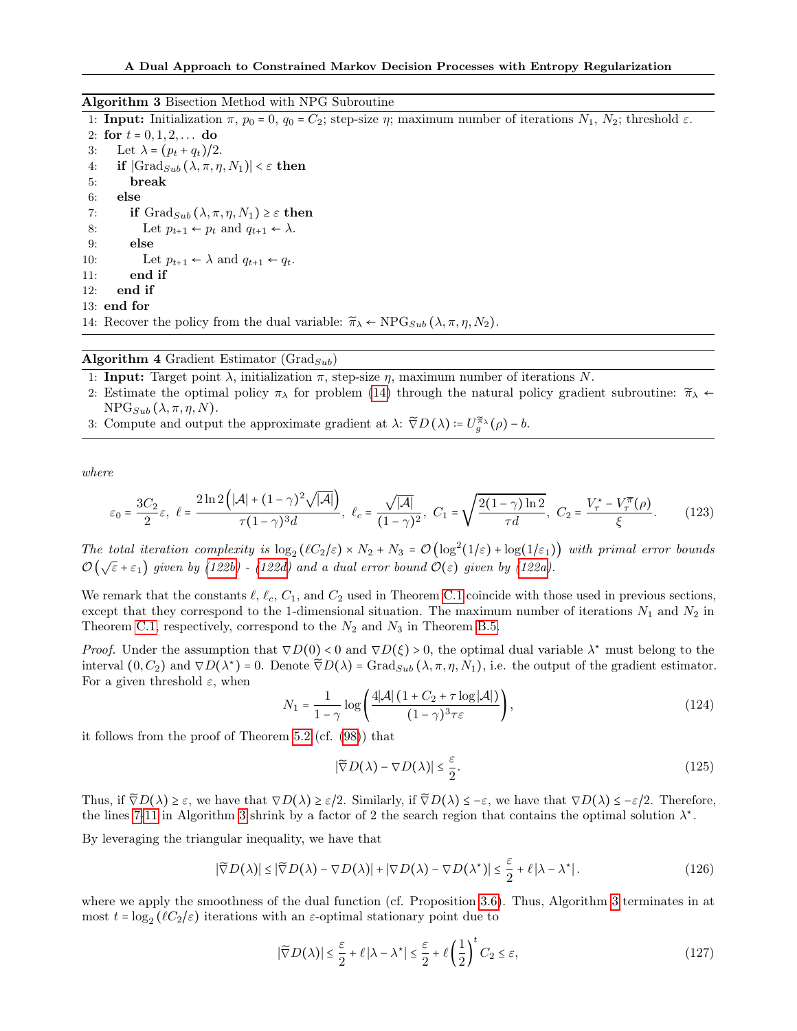**Algorithm 3** Bisection Method with NPG Subroutine

```
1: Input: Initialization π, p_0 = 0, q_0 = C_2; step-size η; maximum number of iterations N_1, N_2; threshold ε.
2: for t = 0, 1, 2, ... do
3:    Let λ = (p_t + q_t)/2.
4:    if |Grad_Sub(λ, π, η, N_1)| < ε then
5:       break
6:    else
7:       if Grad_Sub(λ, π, η, N_1) ≥ ε then
8:          Let p_{t+1} ← p_t and q_{t+1} ← λ.
9:       else
10:         Let p_{t+1} ← λ and q_{t+1} ← q_t.
11:      end if
12:   end if
13: end for
14: Recover the policy from the dual variable: π̃_λ ← NPG_Sub(λ, π, η, N_2).
```

**Algorithm 4** Gradient Estimator ($\mathrm{Grad}_{Sub}$)

1: **Input:** Target point $\lambda$, initialization $\pi$, step-size $\eta$, maximum number of iterations $N$.

2: Estimate the optimal policy $\pi_\lambda$ for problem (14) through the natural policy gradient subroutine: $\widetilde{\pi}_\lambda \leftarrow \mathrm{NPG}_{Sub}(\lambda, \pi, \eta, N)$.

3: Compute and output the approximate gradient at $\lambda$: $\widetilde{\nabla} D(\lambda) \coloneqq U_g^{\widetilde{\pi}_\lambda}(\rho) - b$.

*where*

$$\varepsilon_0 = \frac{3C_2}{2}\varepsilon,\ \ell = \frac{2\ln 2\left(|\mathcal{A}| + (1-\gamma)^2\sqrt{|\mathcal{A}|}\right)}{\tau(1-\gamma)^3 d},\ \ell_c = \frac{\sqrt{|\mathcal{A}|}}{(1-\gamma)^2},\ C_1 = \sqrt{\frac{2(1-\gamma)\ln 2}{\tau d}},\ C_2 = \frac{V_\tau^\star - V_\tau^{\overline{\pi}}(\rho)}{\xi}. \tag{123}$$

*The total iteration complexity is* $\log_2(\ell C_2/\varepsilon) \times N_2 + N_3 = \mathcal{O}\left(\log^2(1/\varepsilon) + \log(1/\varepsilon_1)\right)$ *with primal error bounds* $\mathcal{O}\left(\sqrt{\varepsilon} + \varepsilon_1\right)$ *given by (122b) - (122d) and a dual error bound* $\mathcal{O}(\varepsilon)$ *given by (122a).*

We remark that the constants $\ell$, $\ell_c$, $C_1$, and $C_2$ used in Theorem C.1 coincide with those used in previous sections, except that they correspond to the 1-dimensional situation. The maximum number of iterations $N_1$ and $N_2$ in Theorem C.1, respectively, correspond to the $N_2$ and $N_3$ in Theorem B.5.

*Proof.* Under the assumption that $\nabla D(0) < 0$ and $\nabla D(\xi) > 0$, the optimal dual variable $\lambda^\star$ must belong to the interval $(0, C_2)$ and $\nabla D(\lambda^\star) = 0$. Denote $\widetilde{\nabla} D(\lambda) = \mathrm{Grad}_{Sub}(\lambda, \pi, \eta, N_1)$, i.e. the output of the gradient estimator. For a given threshold $\varepsilon$, when

$$N_1 = \frac{1}{1-\gamma}\log\left(\frac{4|\mathcal{A}|\left(1 + C_2 + \tau\log|\mathcal{A}|\right)}{(1-\gamma)^3\tau\varepsilon}\right), \tag{124}$$

it follows from the proof of Theorem 5.2 (cf. (98)) that

$$|\widetilde{\nabla} D(\lambda) - \nabla D(\lambda)| \le \frac{\varepsilon}{2}. \tag{125}$$

Thus, if $\widetilde{\nabla} D(\lambda) \ge \varepsilon$, we have that $\nabla D(\lambda) \ge \varepsilon/2$. Similarly, if $\widetilde{\nabla} D(\lambda) \le -\varepsilon$, we have that $\nabla D(\lambda) \le -\varepsilon/2$. Therefore, the lines 7-11 in Algorithm 3 shrink by a factor of 2 the search region that contains the optimal solution $\lambda^\star$.

By leveraging the triangular inequality, we have that

$$|\widetilde{\nabla} D(\lambda)| \le |\widetilde{\nabla} D(\lambda) - \nabla D(\lambda)| + |\nabla D(\lambda) - \nabla D(\lambda^\star)| \le \frac{\varepsilon}{2} + \ell\,|\lambda - \lambda^\star|. \tag{126}$$

where we apply the smoothness of the dual function (cf. Proposition 3.6). Thus, Algorithm 3 terminates in at most $t = \log_2(\ell C_2/\varepsilon)$ iterations with an $\varepsilon$-optimal stationary point due to

$$|\widetilde{\nabla} D(\lambda)| \le \frac{\varepsilon}{2} + \ell\,|\lambda - \lambda^\star| \le \frac{\varepsilon}{2} + \ell\left(\frac{1}{2}\right)^t C_2 \le \varepsilon, \tag{127}$$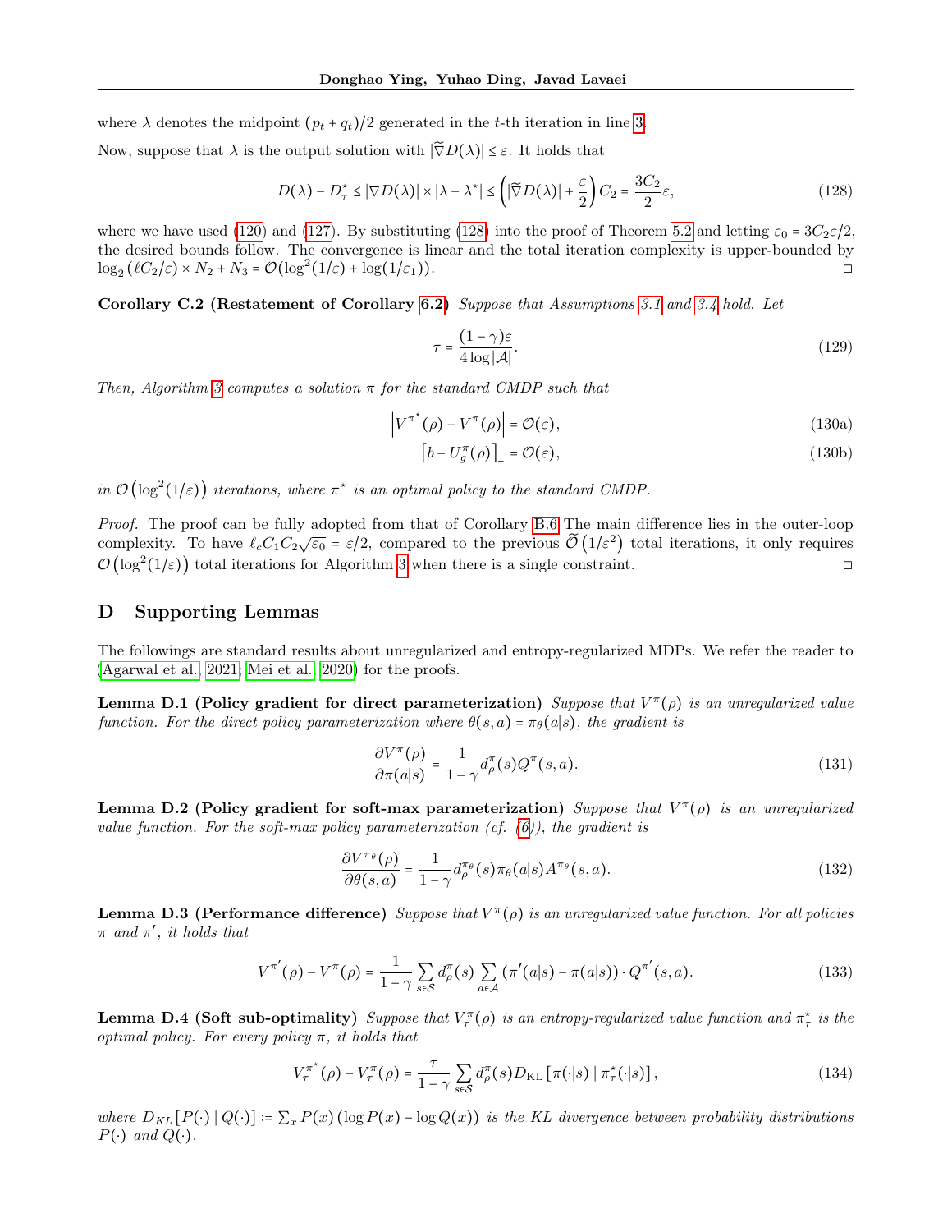where $\lambda$ denotes the midpoint $(p_t + q_t)/2$ generated in the $t$-th iteration in line 3.

Now, suppose that $\lambda$ is the output solution with $|\widetilde{\nabla} D(\lambda)| \le \varepsilon$. It holds that

$$D(\lambda) - D_\tau^\star \le |\nabla D(\lambda)| \times |\lambda - \lambda^\star| \le \left(|\widetilde{\nabla} D(\lambda)| + \frac{\varepsilon}{2}\right) C_2 = \frac{3C_2}{2}\varepsilon, \tag{128}$$

where we have used (120) and (127). By substituting (128) into the proof of Theorem 5.2 and letting $\varepsilon_0 = 3C_2\varepsilon/2$, the desired bounds follow. The convergence is linear and the total iteration complexity is upper-bounded by $\log_2(\ell C_2/\varepsilon) \times N_2 + N_3 = \mathcal{O}(\log^2(1/\varepsilon) + \log(1/\varepsilon_1))$. □

**Corollary C.2 (Restatement of Corollary 6.2)** *Suppose that Assumptions 3.1 and 3.4 hold. Let*

$$\tau = \frac{(1-\gamma)\varepsilon}{4\log|\mathcal{A}|}. \tag{129}$$

*Then, Algorithm 3 computes a solution $\pi$ for the standard CMDP such that*

$$\left|V^{\pi^\star}(\rho) - V^\pi(\rho)\right| = \mathcal{O}(\varepsilon), \tag{130a}$$

$$\left[b - U_g^\pi(\rho)\right]_+ = \mathcal{O}(\varepsilon), \tag{130b}$$

*in $\mathcal{O}\left(\log^2(1/\varepsilon)\right)$ iterations, where $\pi^\star$ is an optimal policy to the standard CMDP.*

*Proof.* The proof can be fully adopted from that of Corollary B.6 The main difference lies in the outer-loop complexity. To have $\ell_c C_1 C_2 \sqrt{\varepsilon_0} = \varepsilon/2$, compared to the previous $\widetilde{\mathcal{O}}\left(1/\varepsilon^2\right)$ total iterations, it only requires $\mathcal{O}\left(\log^2(1/\varepsilon)\right)$ total iterations for Algorithm 3 when there is a single constraint. □

## D Supporting Lemmas

The followings are standard results about unregularized and entropy-regularized MDPs. We refer the reader to (Agarwal et al., 2021; Mei et al., 2020) for the proofs.

**Lemma D.1 (Policy gradient for direct parameterization)** *Suppose that $V^\pi(\rho)$ is an unregularized value function. For the direct policy parameterization where $\theta(s,a) = \pi_\theta(a|s)$, the gradient is*

$$\frac{\partial V^\pi(\rho)}{\partial \pi(a|s)} = \frac{1}{1-\gamma} d_\rho^\pi(s) Q^\pi(s,a). \tag{131}$$

**Lemma D.2 (Policy gradient for soft-max parameterization)** *Suppose that $V^\pi(\rho)$ is an unregularized value function. For the soft-max policy parameterization (cf. (6)), the gradient is*

$$\frac{\partial V^{\pi_\theta}(\rho)}{\partial \theta(s,a)} = \frac{1}{1-\gamma} d_\rho^{\pi_\theta}(s) \pi_\theta(a|s) A^{\pi_\theta}(s,a). \tag{132}$$

**Lemma D.3 (Performance difference)** *Suppose that $V^\pi(\rho)$ is an unregularized value function. For all policies $\pi$ and $\pi'$, it holds that*

$$V^{\pi'}(\rho) - V^\pi(\rho) = \frac{1}{1-\gamma}\sum_{s\in\mathcal{S}} d_\rho^\pi(s) \sum_{a\in\mathcal{A}} \left(\pi'(a|s) - \pi(a|s)\right) \cdot Q^{\pi'}(s,a). \tag{133}$$

**Lemma D.4 (Soft sub-optimality)** *Suppose that $V_\tau^\pi(\rho)$ is an entropy-regularized value function and $\pi_\tau^\star$ is the optimal policy. For every policy $\pi$, it holds that*

$$V_\tau^{\pi^\star}(\rho) - V_\tau^\pi(\rho) = \frac{\tau}{1-\gamma}\sum_{s\in\mathcal{S}} d_\rho^\pi(s) D_{\mathrm{KL}}\left[\pi(\cdot|s) \mid \pi_\tau^\star(\cdot|s)\right], \tag{134}$$

*where $D_{KL}[P(\cdot) \mid Q(\cdot)] := \sum_x P(x)\left(\log P(x) - \log Q(x)\right)$ is the KL divergence between probability distributions $P(\cdot)$ and $Q(\cdot)$.*